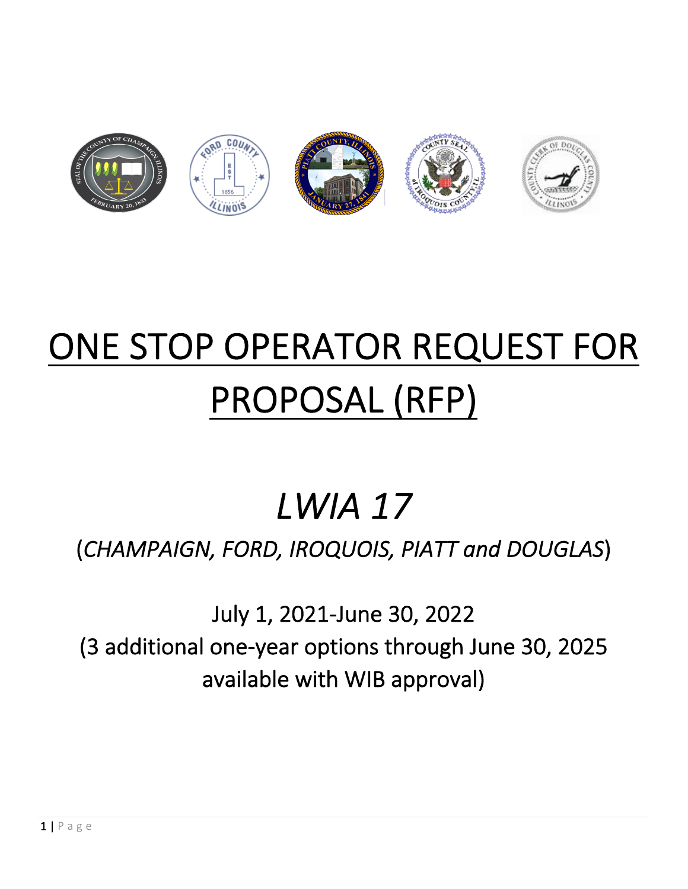# ONE STOP OPERATOR REQUEST FOR PROPOSAL (RFP)

# *LWIA 17*

## (*CHAMPAIGN, FORD, IROQUOIS, PIATT and DOUGLAS*)

July 1, 2021-June 30, 2022

(3 additional one-year options through June 30, 2025 available with WIB approval)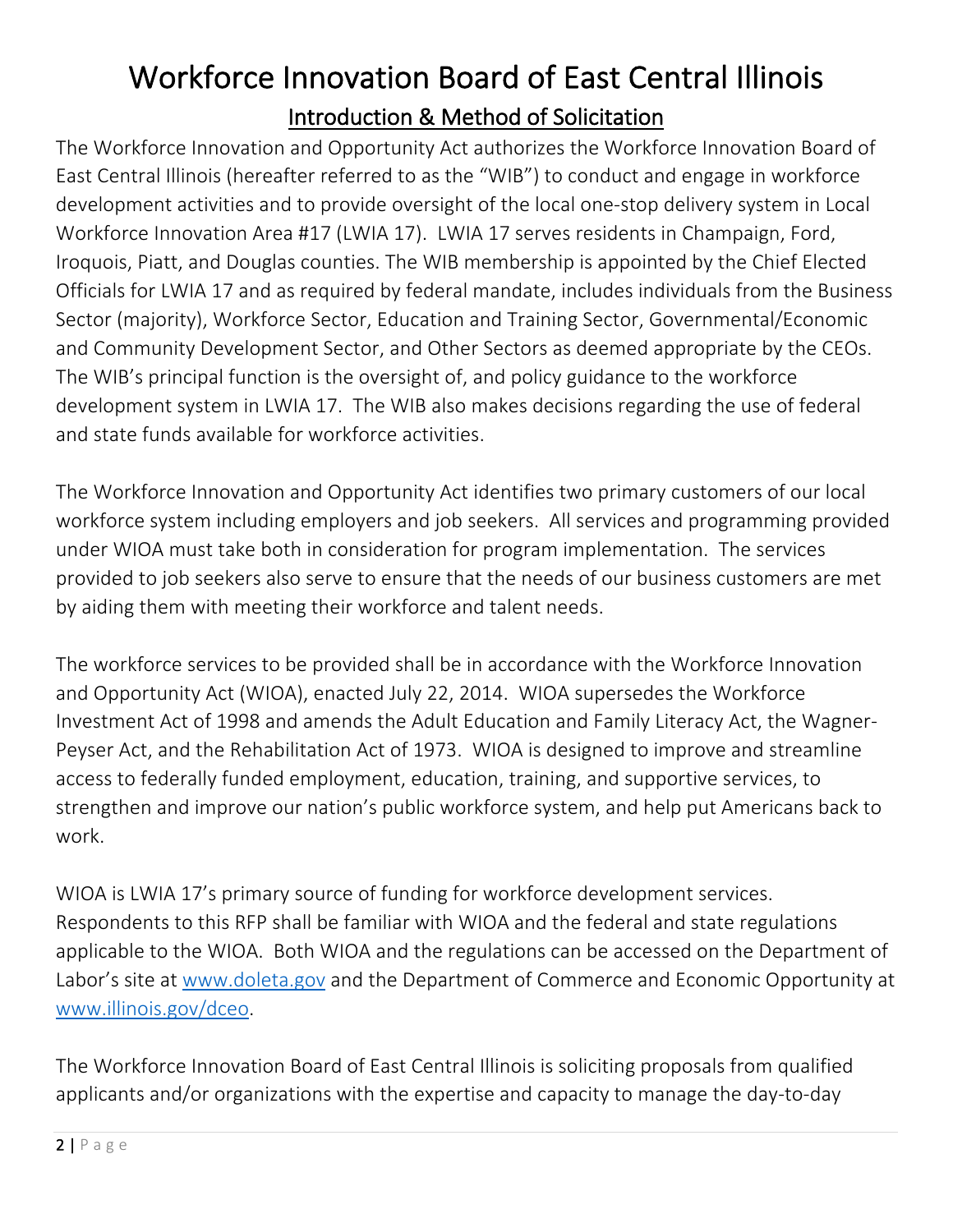# Workforce Innovation Board of East Central Illinois

## Introduction & Method of Solicitation

The Workforce Innovation and Opportunity Act authorizes the Workforce Innovation Board of East Central Illinois (hereafter referred to as the "WIB") to conduct and engage in workforce development activities and to provide oversight of the local one-stop delivery system in Local Workforce Innovation Area #17 (LWIA 17). LWIA 17 serves residents in Champaign, Ford, Iroquois, Piatt, and Douglas counties. The WIB membership is appointed by the Chief Elected Officials for LWIA 17 and as required by federal mandate, includes individuals from the Business Sector (majority), Workforce Sector, Education and Training Sector, Governmental/Economic and Community Development Sector, and Other Sectors as deemed appropriate by the CEOs. The WIB's principal function is the oversight of, and policy guidance to the workforce development system in LWIA 17. The WIB also makes decisions regarding the use of federal and state funds available for workforce activities.

The Workforce Innovation and Opportunity Act identifies two primary customers of our local workforce system including employers and job seekers. All services and programming provided under WIOA must take both in consideration for program implementation. The services provided to job seekers also serve to ensure that the needs of our business customers are met by aiding them with meeting their workforce and talent needs.

The workforce services to be provided shall be in accordance with the Workforce Innovation and Opportunity Act (WIOA), enacted July 22, 2014. WIOA supersedes the Workforce Investment Act of 1998 and amends the Adult Education and Family Literacy Act, the Wagner-Peyser Act, and the Rehabilitation Act of 1973. WIOA is designed to improve and streamline access to federally funded employment, education, training, and supportive services, to strengthen and improve our nation's public workforce system, and help put Americans back to work.

WIOA is LWIA 17's primary source of funding for workforce development services. Respondents to this RFP shall be familiar with WIOA and the federal and state regulations applicable to the WIOA. Both WIOA and the regulations can be accessed on the Department of Labor's site at www.doleta.gov and the Department of Commerce and Economic Opportunity at www.illinois.gov/dceo.

The Workforce Innovation Board of East Central Illinois is soliciting proposals from qualified applicants and/or organizations with the expertise and capacity to manage the day-to-day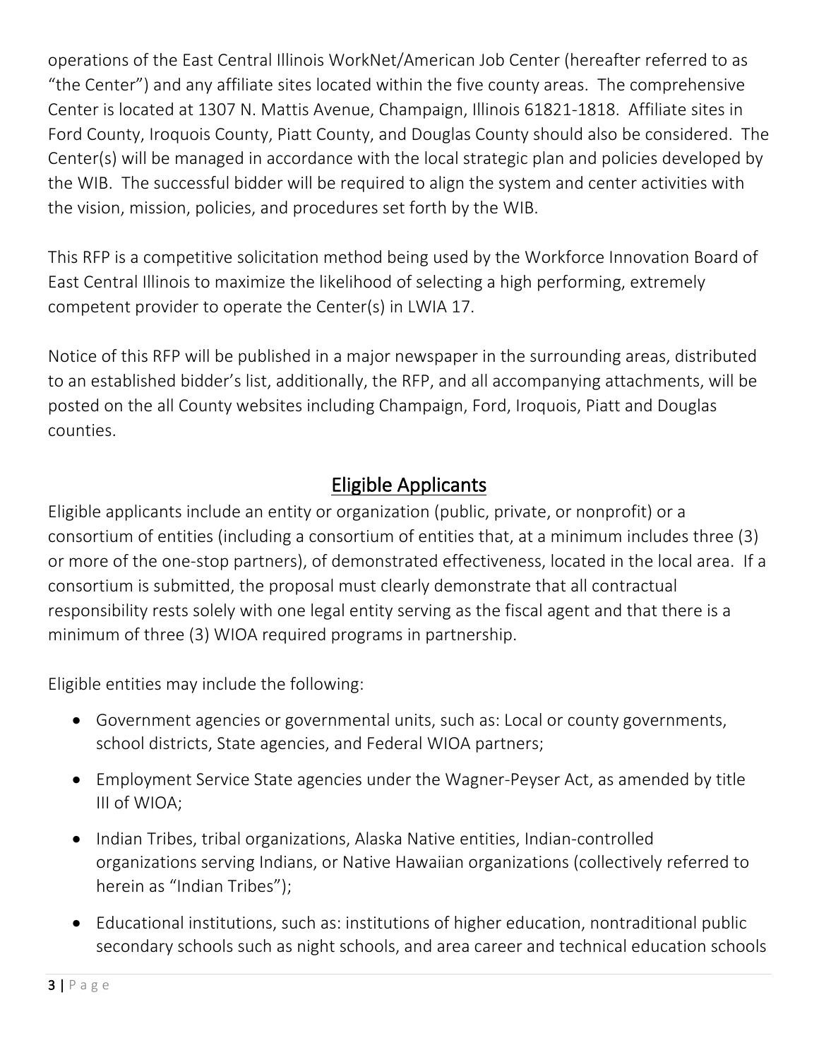operations of the East Central Illinois WorkNet/American Job Center (hereafter referred to as "the Center") and any affiliate sites located within the five county areas. The comprehensive Center is located at 1307 N. Mattis Avenue, Champaign, Illinois 61821-1818. Affiliate sites in Ford County, Iroquois County, Piatt County, and Douglas County should also be considered. The Center(s) will be managed in accordance with the local strategic plan and policies developed by the WIB. The successful bidder will be required to align the system and center activities with the vision, mission, policies, and procedures set forth by the WIB.

This RFP is a competitive solicitation method being used by the Workforce Innovation Board of East Central Illinois to maximize the likelihood of selecting a high performing, extremely competent provider to operate the Center(s) in LWIA 17.

Notice of this RFP will be published in a major newspaper in the surrounding areas, distributed to an established bidder's list, additionally, the RFP, and all accompanying attachments, will be posted on the all County websites including Champaign, Ford, Iroquois, Piatt and Douglas counties.

## Eligible Applicants

Eligible applicants include an entity or organization (public, private, or nonprofit) or a consortium of entities (including a consortium of entities that, at a minimum includes three (3) or more of the one-stop partners), of demonstrated effectiveness, located in the local area. If a consortium is submitted, the proposal must clearly demonstrate that all contractual responsibility rests solely with one legal entity serving as the fiscal agent and that there is a minimum of three (3) WIOA required programs in partnership.

Eligible entities may include the following:

- Government agencies or governmental units, such as: Local or county governments, school districts, State agencies, and Federal WIOA partners;
- Employment Service State agencies under the Wagner-Peyser Act, as amended by title III of WIOA;
- Indian Tribes, tribal organizations, Alaska Native entities, Indian-controlled organizations serving Indians, or Native Hawaiian organizations (collectively referred to herein as "Indian Tribes");
- Educational institutions, such as: institutions of higher education, nontraditional public secondary schools such as night schools, and area career and technical education schools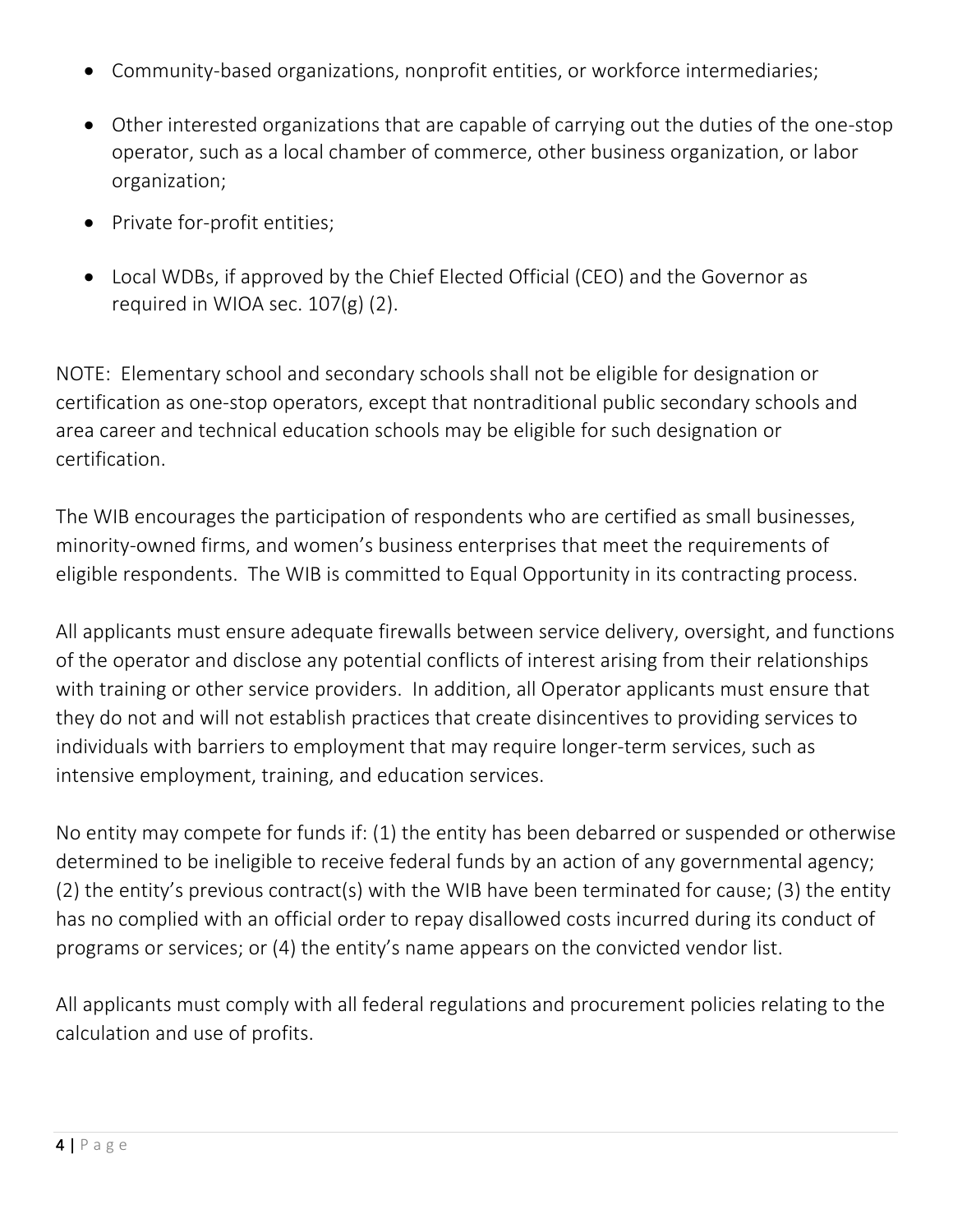- Community-based organizations, nonprofit entities, or workforce intermediaries;
- Other interested organizations that are capable of carrying out the duties of the one-stop operator, such as a local chamber of commerce, other business organization, or labor organization;
- Private for-profit entities;
- Local WDBs, if approved by the Chief Elected Official (CEO) and the Governor as required in WIOA sec. 107(g) (2).

NOTE: Elementary school and secondary schools shall not be eligible for designation or certification as one-stop operators, except that nontraditional public secondary schools and area career and technical education schools may be eligible for such designation or certification.

The WIB encourages the participation of respondents who are certified as small businesses, minority-owned firms, and women's business enterprises that meet the requirements of eligible respondents. The WIB is committed to Equal Opportunity in its contracting process.

All applicants must ensure adequate firewalls between service delivery, oversight, and functions of the operator and disclose any potential conflicts of interest arising from their relationships with training or other service providers. In addition, all Operator applicants must ensure that they do not and will not establish practices that create disincentives to providing services to individuals with barriers to employment that may require longer-term services, such as intensive employment, training, and education services.

No entity may compete for funds if: (1) the entity has been debarred or suspended or otherwise determined to be ineligible to receive federal funds by an action of any governmental agency; (2) the entity's previous contract(s) with the WIB have been terminated for cause; (3) the entity has no complied with an official order to repay disallowed costs incurred during its conduct of programs or services; or (4) the entity's name appears on the convicted vendor list.

All applicants must comply with all federal regulations and procurement policies relating to the calculation and use of profits.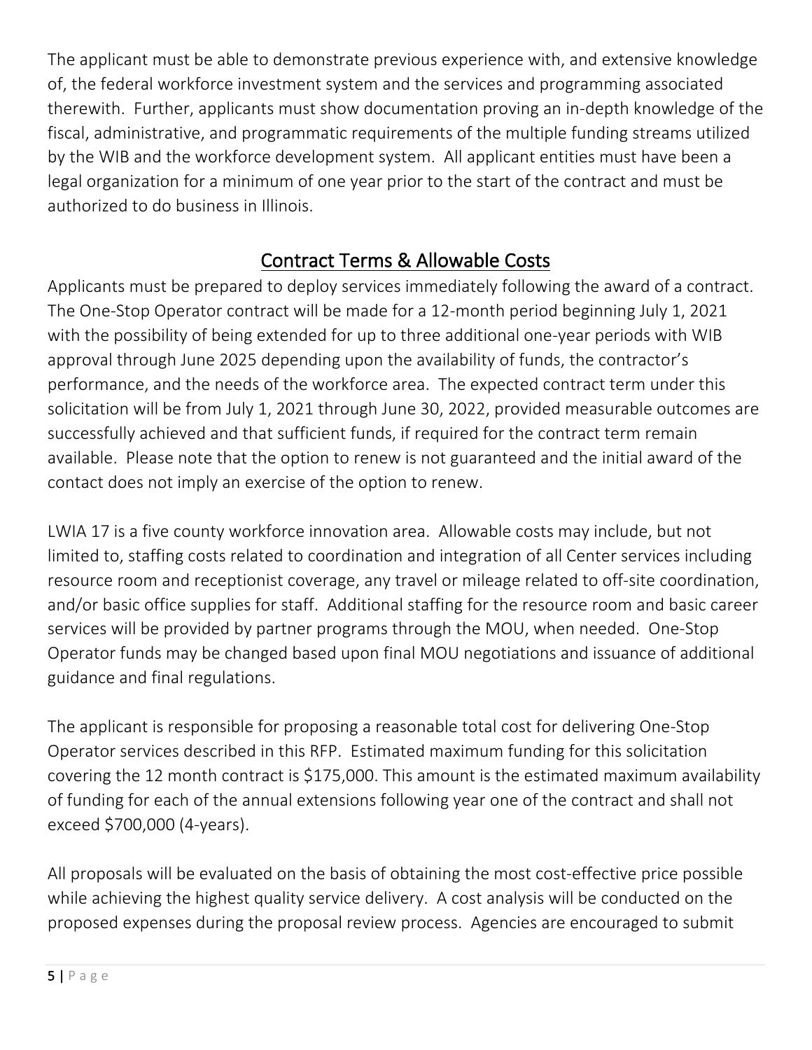The applicant must be able to demonstrate previous experience with, and extensive knowledge of, the federal workforce investment system and the services and programming associated therewith. Further, applicants must show documentation proving an in-depth knowledge of the fiscal, administrative, and programmatic requirements of the multiple funding streams utilized by the WIB and the workforce development system. All applicant entities must have been a legal organization for a minimum of one year prior to the start of the contract and must be authorized to do business in Illinois.

## Contract Terms & Allowable Costs

Applicants must be prepared to deploy services immediately following the award of a contract. The One-Stop Operator contract will be made for a 12-month period beginning July 1, 2021 with the possibility of being extended for up to three additional one-year periods with WIB approval through June 2025 depending upon the availability of funds, the contractor's performance, and the needs of the workforce area. The expected contract term under this solicitation will be from July 1, 2021 through June 30, 2022, provided measurable outcomes are successfully achieved and that sufficient funds, if required for the contract term remain available. Please note that the option to renew is not guaranteed and the initial award of the contact does not imply an exercise of the option to renew.

LWIA 17 is a five county workforce innovation area. Allowable costs may include, but not limited to, staffing costs related to coordination and integration of all Center services including resource room and receptionist coverage, any travel or mileage related to off-site coordination, and/or basic office supplies for staff. Additional staffing for the resource room and basic career services will be provided by partner programs through the MOU, when needed. One-Stop Operator funds may be changed based upon final MOU negotiations and issuance of additional guidance and final regulations.

The applicant is responsible for proposing a reasonable total cost for delivering One-Stop Operator services described in this RFP. Estimated maximum funding for this solicitation covering the 12 month contract is $175,000. This amount is the estimated maximum availability of funding for each of the annual extensions following year one of the contract and shall not exceed $700,000 (4-years).

All proposals will be evaluated on the basis of obtaining the most cost-effective price possible while achieving the highest quality service delivery. A cost analysis will be conducted on the proposed expenses during the proposal review process. Agencies are encouraged to submit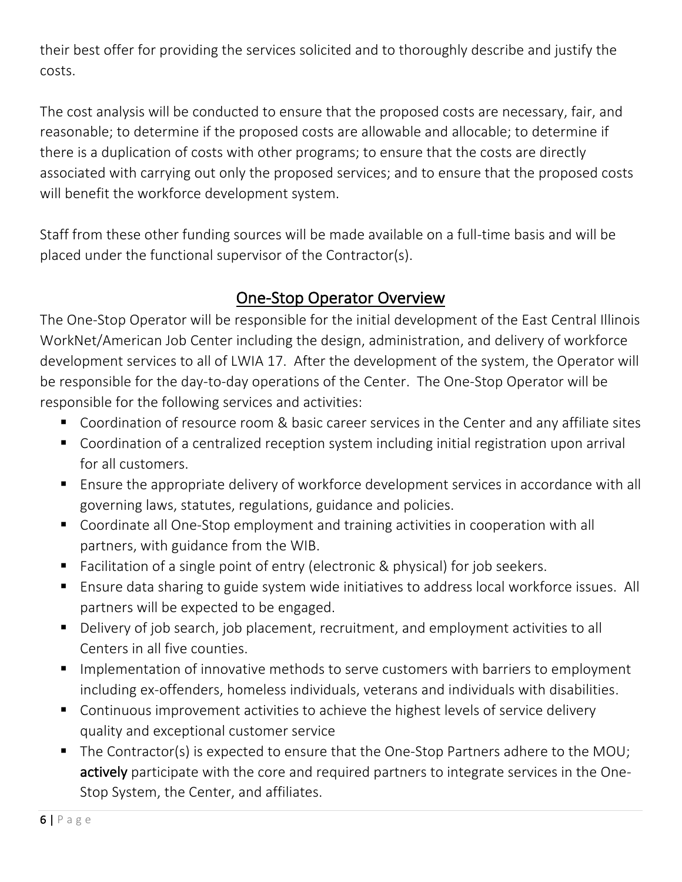their best offer for providing the services solicited and to thoroughly describe and justify the costs.

The cost analysis will be conducted to ensure that the proposed costs are necessary, fair, and reasonable; to determine if the proposed costs are allowable and allocable; to determine if there is a duplication of costs with other programs; to ensure that the costs are directly associated with carrying out only the proposed services; and to ensure that the proposed costs will benefit the workforce development system.

Staff from these other funding sources will be made available on a full-time basis and will be placed under the functional supervisor of the Contractor(s).

## One-Stop Operator Overview

The One-Stop Operator will be responsible for the initial development of the East Central Illinois WorkNet/American Job Center including the design, administration, and delivery of workforce development services to all of LWIA 17. After the development of the system, the Operator will be responsible for the day-to-day operations of the Center. The One-Stop Operator will be responsible for the following services and activities:

- Coordination of resource room & basic career services in the Center and any affiliate sites
- Coordination of a centralized reception system including initial registration upon arrival for all customers.
- Ensure the appropriate delivery of workforce development services in accordance with all governing laws, statutes, regulations, guidance and policies.
- Coordinate all One-Stop employment and training activities in cooperation with all partners, with guidance from the WIB.
- Facilitation of a single point of entry (electronic & physical) for job seekers.
- Ensure data sharing to guide system wide initiatives to address local workforce issues. All partners will be expected to be engaged.
- Delivery of job search, job placement, recruitment, and employment activities to all Centers in all five counties.
- Implementation of innovative methods to serve customers with barriers to employment including ex-offenders, homeless individuals, veterans and individuals with disabilities.
- Continuous improvement activities to achieve the highest levels of service delivery quality and exceptional customer service
- The Contractor(s) is expected to ensure that the One-Stop Partners adhere to the MOU; **actively** participate with the core and required partners to integrate services in the One-Stop System, the Center, and affiliates.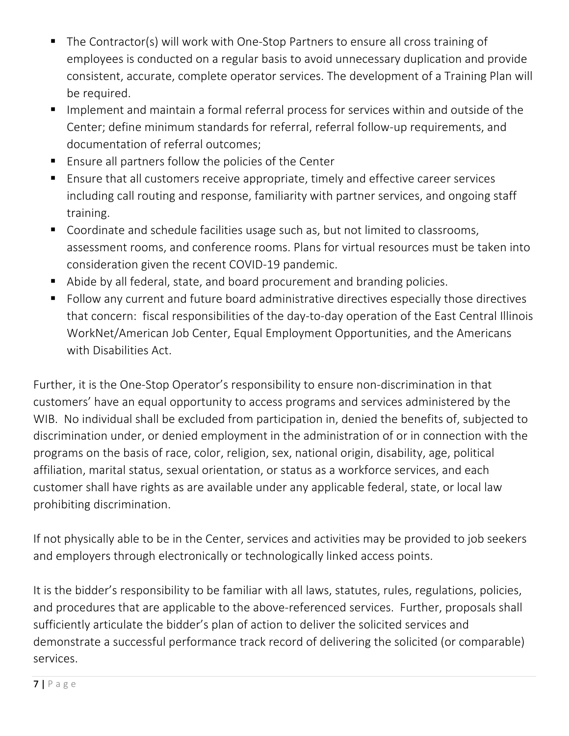- The Contractor(s) will work with One-Stop Partners to ensure all cross training of employees is conducted on a regular basis to avoid unnecessary duplication and provide consistent, accurate, complete operator services. The development of a Training Plan will be required.
- Implement and maintain a formal referral process for services within and outside of the Center; define minimum standards for referral, referral follow-up requirements, and documentation of referral outcomes;
- Ensure all partners follow the policies of the Center
- Ensure that all customers receive appropriate, timely and effective career services including call routing and response, familiarity with partner services, and ongoing staff training.
- Coordinate and schedule facilities usage such as, but not limited to classrooms, assessment rooms, and conference rooms. Plans for virtual resources must be taken into consideration given the recent COVID-19 pandemic.
- Abide by all federal, state, and board procurement and branding policies.
- Follow any current and future board administrative directives especially those directives that concern: fiscal responsibilities of the day-to-day operation of the East Central Illinois WorkNet/American Job Center, Equal Employment Opportunities, and the Americans with Disabilities Act.

Further, it is the One-Stop Operator's responsibility to ensure non-discrimination in that customers' have an equal opportunity to access programs and services administered by the WIB. No individual shall be excluded from participation in, denied the benefits of, subjected to discrimination under, or denied employment in the administration of or in connection with the programs on the basis of race, color, religion, sex, national origin, disability, age, political affiliation, marital status, sexual orientation, or status as a workforce services, and each customer shall have rights as are available under any applicable federal, state, or local law prohibiting discrimination.

If not physically able to be in the Center, services and activities may be provided to job seekers and employers through electronically or technologically linked access points.

It is the bidder's responsibility to be familiar with all laws, statutes, rules, regulations, policies, and procedures that are applicable to the above-referenced services. Further, proposals shall sufficiently articulate the bidder's plan of action to deliver the solicited services and demonstrate a successful performance track record of delivering the solicited (or comparable) services.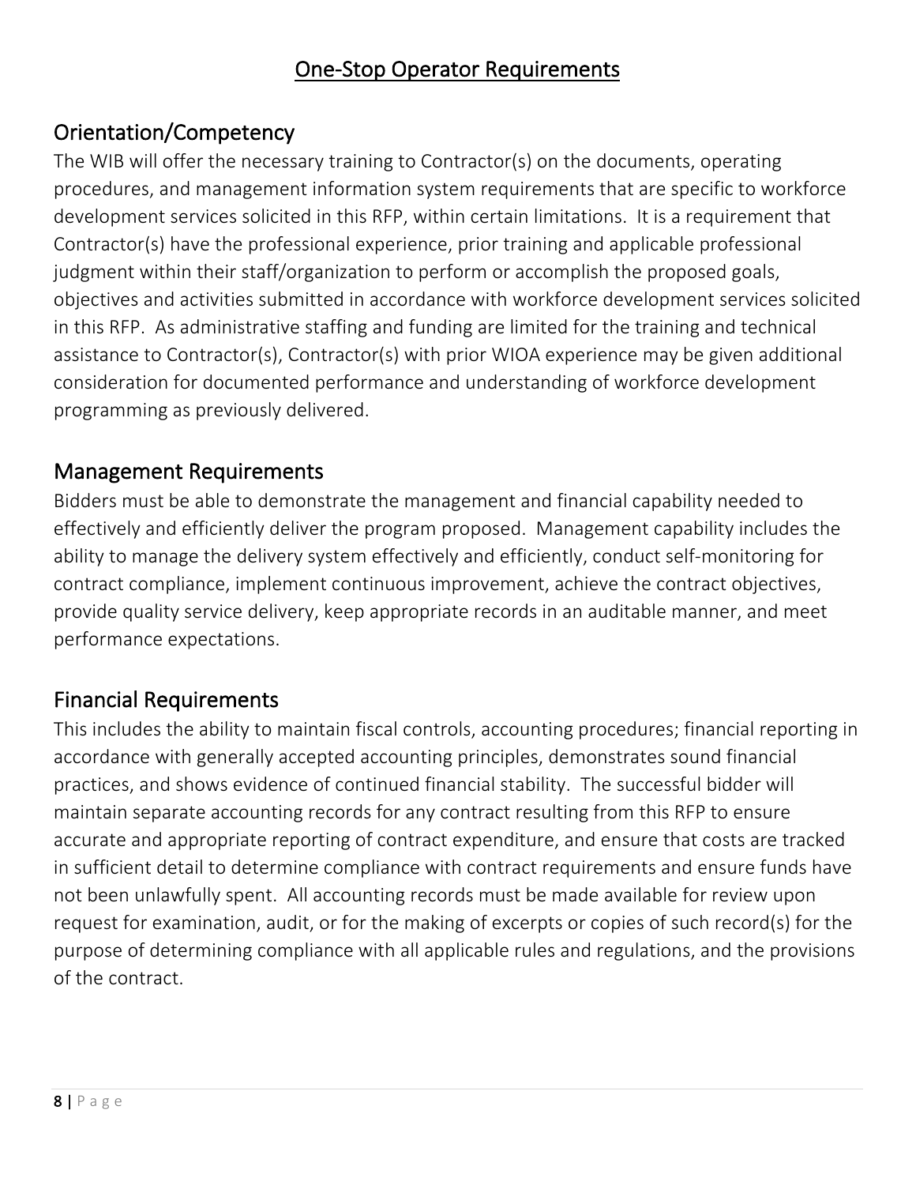# One-Stop Operator Requirements

## Orientation/Competency

The WIB will offer the necessary training to Contractor(s) on the documents, operating procedures, and management information system requirements that are specific to workforce development services solicited in this RFP, within certain limitations. It is a requirement that Contractor(s) have the professional experience, prior training and applicable professional judgment within their staff/organization to perform or accomplish the proposed goals, objectives and activities submitted in accordance with workforce development services solicited in this RFP. As administrative staffing and funding are limited for the training and technical assistance to Contractor(s), Contractor(s) with prior WIOA experience may be given additional consideration for documented performance and understanding of workforce development programming as previously delivered.

## Management Requirements

Bidders must be able to demonstrate the management and financial capability needed to effectively and efficiently deliver the program proposed. Management capability includes the ability to manage the delivery system effectively and efficiently, conduct self-monitoring for contract compliance, implement continuous improvement, achieve the contract objectives, provide quality service delivery, keep appropriate records in an auditable manner, and meet performance expectations.

## Financial Requirements

This includes the ability to maintain fiscal controls, accounting procedures; financial reporting in accordance with generally accepted accounting principles, demonstrates sound financial practices, and shows evidence of continued financial stability. The successful bidder will maintain separate accounting records for any contract resulting from this RFP to ensure accurate and appropriate reporting of contract expenditure, and ensure that costs are tracked in sufficient detail to determine compliance with contract requirements and ensure funds have not been unlawfully spent. All accounting records must be made available for review upon request for examination, audit, or for the making of excerpts or copies of such record(s) for the purpose of determining compliance with all applicable rules and regulations, and the provisions of the contract.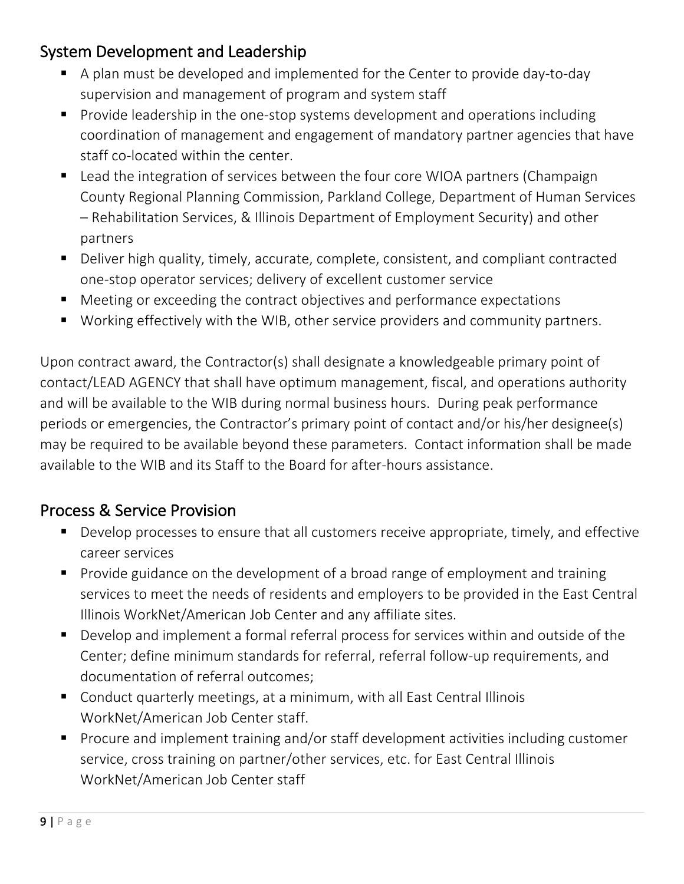## System Development and Leadership

- A plan must be developed and implemented for the Center to provide day-to-day supervision and management of program and system staff
- Provide leadership in the one-stop systems development and operations including coordination of management and engagement of mandatory partner agencies that have staff co-located within the center.
- Lead the integration of services between the four core WIOA partners (Champaign County Regional Planning Commission, Parkland College, Department of Human Services – Rehabilitation Services, & Illinois Department of Employment Security) and other partners
- Deliver high quality, timely, accurate, complete, consistent, and compliant contracted one-stop operator services; delivery of excellent customer service
- Meeting or exceeding the contract objectives and performance expectations
- Working effectively with the WIB, other service providers and community partners.

Upon contract award, the Contractor(s) shall designate a knowledgeable primary point of contact/LEAD AGENCY that shall have optimum management, fiscal, and operations authority and will be available to the WIB during normal business hours. During peak performance periods or emergencies, the Contractor's primary point of contact and/or his/her designee(s) may be required to be available beyond these parameters. Contact information shall be made available to the WIB and its Staff to the Board for after-hours assistance.

## Process & Service Provision

- Develop processes to ensure that all customers receive appropriate, timely, and effective career services
- Provide guidance on the development of a broad range of employment and training services to meet the needs of residents and employers to be provided in the East Central Illinois WorkNet/American Job Center and any affiliate sites.
- Develop and implement a formal referral process for services within and outside of the Center; define minimum standards for referral, referral follow-up requirements, and documentation of referral outcomes;
- Conduct quarterly meetings, at a minimum, with all East Central Illinois WorkNet/American Job Center staff.
- Procure and implement training and/or staff development activities including customer service, cross training on partner/other services, etc. for East Central Illinois WorkNet/American Job Center staff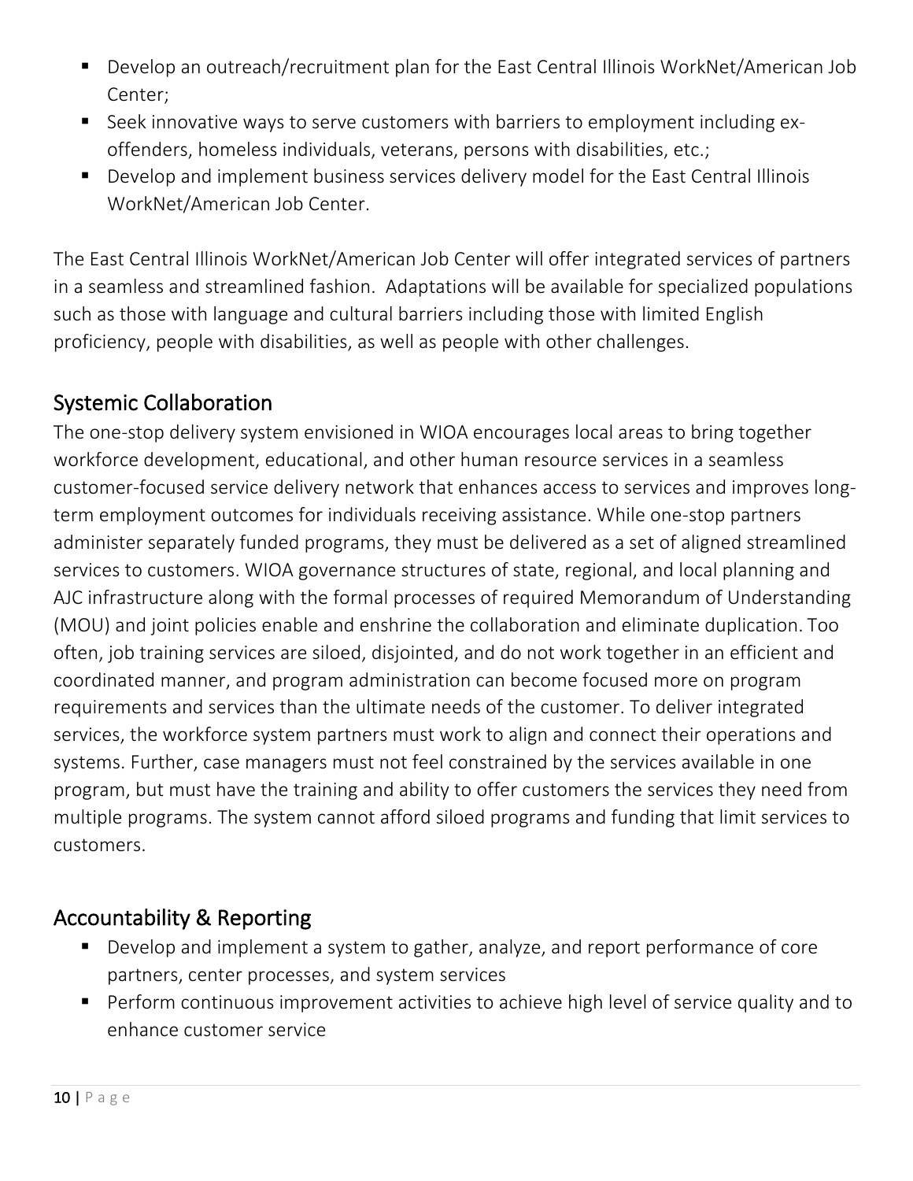- Develop an outreach/recruitment plan for the East Central Illinois WorkNet/American Job Center;
- Seek innovative ways to serve customers with barriers to employment including ex-offenders, homeless individuals, veterans, persons with disabilities, etc.;
- Develop and implement business services delivery model for the East Central Illinois WorkNet/American Job Center.

The East Central Illinois WorkNet/American Job Center will offer integrated services of partners in a seamless and streamlined fashion. Adaptations will be available for specialized populations such as those with language and cultural barriers including those with limited English proficiency, people with disabilities, as well as people with other challenges.

## Systemic Collaboration

The one-stop delivery system envisioned in WIOA encourages local areas to bring together workforce development, educational, and other human resource services in a seamless customer-focused service delivery network that enhances access to services and improves long-term employment outcomes for individuals receiving assistance. While one-stop partners administer separately funded programs, they must be delivered as a set of aligned streamlined services to customers. WIOA governance structures of state, regional, and local planning and AJC infrastructure along with the formal processes of required Memorandum of Understanding (MOU) and joint policies enable and enshrine the collaboration and eliminate duplication. Too often, job training services are siloed, disjointed, and do not work together in an efficient and coordinated manner, and program administration can become focused more on program requirements and services than the ultimate needs of the customer. To deliver integrated services, the workforce system partners must work to align and connect their operations and systems. Further, case managers must not feel constrained by the services available in one program, but must have the training and ability to offer customers the services they need from multiple programs. The system cannot afford siloed programs and funding that limit services to customers.

## Accountability & Reporting

- Develop and implement a system to gather, analyze, and report performance of core partners, center processes, and system services
- Perform continuous improvement activities to achieve high level of service quality and to enhance customer service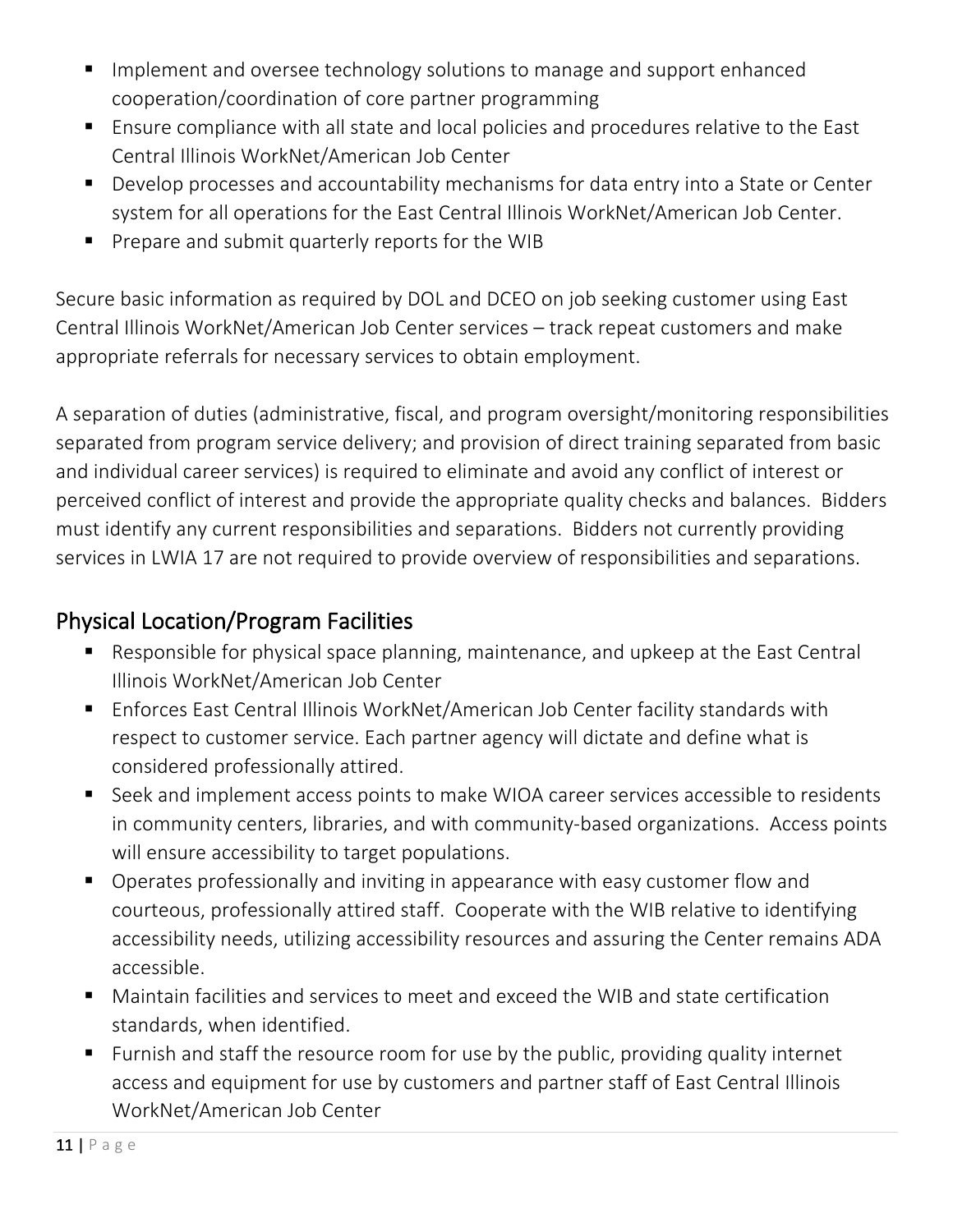- Implement and oversee technology solutions to manage and support enhanced cooperation/coordination of core partner programming
- Ensure compliance with all state and local policies and procedures relative to the East Central Illinois WorkNet/American Job Center
- Develop processes and accountability mechanisms for data entry into a State or Center system for all operations for the East Central Illinois WorkNet/American Job Center.
- Prepare and submit quarterly reports for the WIB

Secure basic information as required by DOL and DCEO on job seeking customer using East Central Illinois WorkNet/American Job Center services – track repeat customers and make appropriate referrals for necessary services to obtain employment.

A separation of duties (administrative, fiscal, and program oversight/monitoring responsibilities separated from program service delivery; and provision of direct training separated from basic and individual career services) is required to eliminate and avoid any conflict of interest or perceived conflict of interest and provide the appropriate quality checks and balances. Bidders must identify any current responsibilities and separations. Bidders not currently providing services in LWIA 17 are not required to provide overview of responsibilities and separations.

## Physical Location/Program Facilities

- Responsible for physical space planning, maintenance, and upkeep at the East Central Illinois WorkNet/American Job Center
- Enforces East Central Illinois WorkNet/American Job Center facility standards with respect to customer service. Each partner agency will dictate and define what is considered professionally attired.
- Seek and implement access points to make WIOA career services accessible to residents in community centers, libraries, and with community-based organizations. Access points will ensure accessibility to target populations.
- Operates professionally and inviting in appearance with easy customer flow and courteous, professionally attired staff. Cooperate with the WIB relative to identifying accessibility needs, utilizing accessibility resources and assuring the Center remains ADA accessible.
- Maintain facilities and services to meet and exceed the WIB and state certification standards, when identified.
- Furnish and staff the resource room for use by the public, providing quality internet access and equipment for use by customers and partner staff of East Central Illinois WorkNet/American Job Center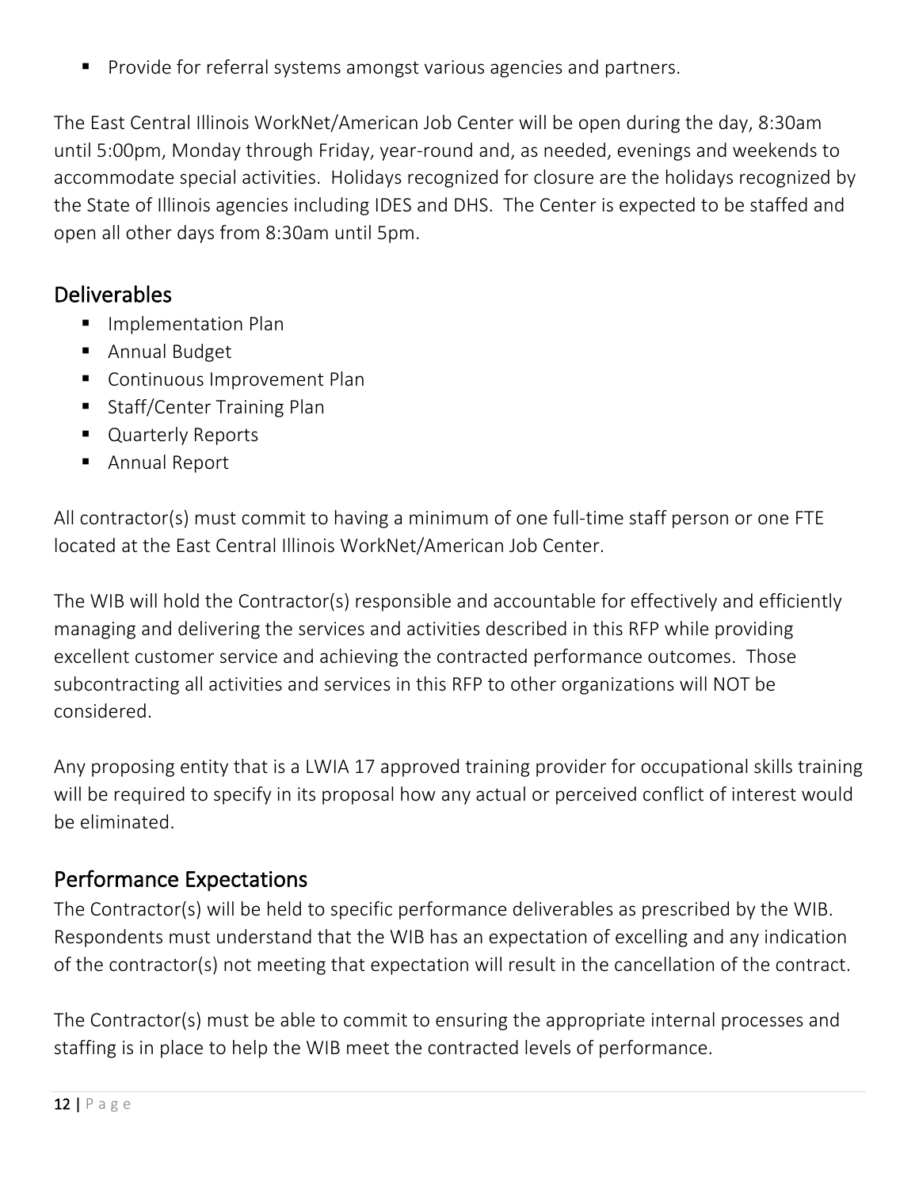- Provide for referral systems amongst various agencies and partners.

The East Central Illinois WorkNet/American Job Center will be open during the day, 8:30am until 5:00pm, Monday through Friday, year-round and, as needed, evenings and weekends to accommodate special activities. Holidays recognized for closure are the holidays recognized by the State of Illinois agencies including IDES and DHS. The Center is expected to be staffed and open all other days from 8:30am until 5pm.

## Deliverables

- Implementation Plan
- Annual Budget
- Continuous Improvement Plan
- Staff/Center Training Plan
- Quarterly Reports
- Annual Report

All contractor(s) must commit to having a minimum of one full-time staff person or one FTE located at the East Central Illinois WorkNet/American Job Center.

The WIB will hold the Contractor(s) responsible and accountable for effectively and efficiently managing and delivering the services and activities described in this RFP while providing excellent customer service and achieving the contracted performance outcomes. Those subcontracting all activities and services in this RFP to other organizations will NOT be considered.

Any proposing entity that is a LWIA 17 approved training provider for occupational skills training will be required to specify in its proposal how any actual or perceived conflict of interest would be eliminated.

## Performance Expectations

The Contractor(s) will be held to specific performance deliverables as prescribed by the WIB. Respondents must understand that the WIB has an expectation of excelling and any indication of the contractor(s) not meeting that expectation will result in the cancellation of the contract.

The Contractor(s) must be able to commit to ensuring the appropriate internal processes and staffing is in place to help the WIB meet the contracted levels of performance.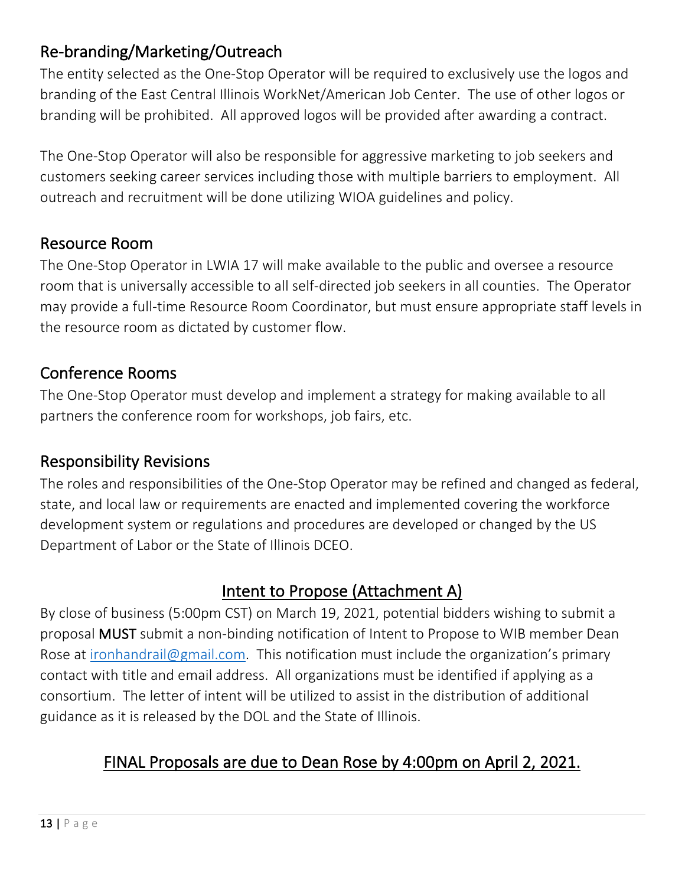## Re-branding/Marketing/Outreach

The entity selected as the One-Stop Operator will be required to exclusively use the logos and branding of the East Central Illinois WorkNet/American Job Center. The use of other logos or branding will be prohibited. All approved logos will be provided after awarding a contract.

The One-Stop Operator will also be responsible for aggressive marketing to job seekers and customers seeking career services including those with multiple barriers to employment. All outreach and recruitment will be done utilizing WIOA guidelines and policy.

## Resource Room

The One-Stop Operator in LWIA 17 will make available to the public and oversee a resource room that is universally accessible to all self-directed job seekers in all counties. The Operator may provide a full-time Resource Room Coordinator, but must ensure appropriate staff levels in the resource room as dictated by customer flow.

## Conference Rooms

The One-Stop Operator must develop and implement a strategy for making available to all partners the conference room for workshops, job fairs, etc.

## Responsibility Revisions

The roles and responsibilities of the One-Stop Operator may be refined and changed as federal, state, and local law or requirements are enacted and implemented covering the workforce development system or regulations and procedures are developed or changed by the US Department of Labor or the State of Illinois DCEO.

## Intent to Propose (Attachment A)

By close of business (5:00pm CST) on March 19, 2021, potential bidders wishing to submit a proposal **MUST** submit a non-binding notification of Intent to Propose to WIB member Dean Rose at ironhandrail@gmail.com. This notification must include the organization's primary contact with title and email address. All organizations must be identified if applying as a consortium. The letter of intent will be utilized to assist in the distribution of additional guidance as it is released by the DOL and the State of Illinois.

## FINAL Proposals are due to Dean Rose by 4:00pm on April 2, 2021.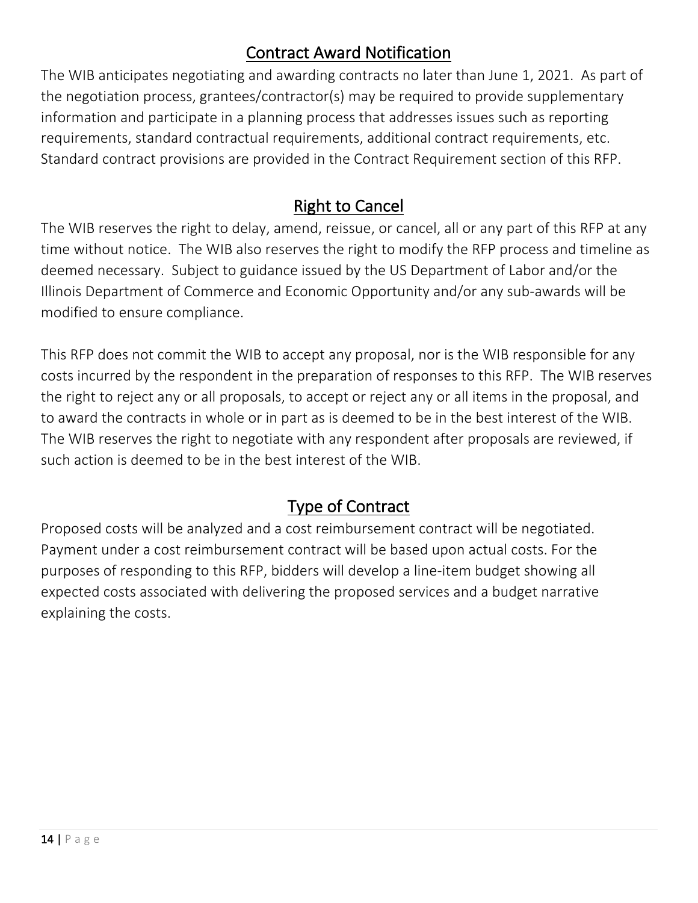## Contract Award Notification

The WIB anticipates negotiating and awarding contracts no later than June 1, 2021. As part of the negotiation process, grantees/contractor(s) may be required to provide supplementary information and participate in a planning process that addresses issues such as reporting requirements, standard contractual requirements, additional contract requirements, etc. Standard contract provisions are provided in the Contract Requirement section of this RFP.

## Right to Cancel

The WIB reserves the right to delay, amend, reissue, or cancel, all or any part of this RFP at any time without notice. The WIB also reserves the right to modify the RFP process and timeline as deemed necessary. Subject to guidance issued by the US Department of Labor and/or the Illinois Department of Commerce and Economic Opportunity and/or any sub-awards will be modified to ensure compliance.

This RFP does not commit the WIB to accept any proposal, nor is the WIB responsible for any costs incurred by the respondent in the preparation of responses to this RFP. The WIB reserves the right to reject any or all proposals, to accept or reject any or all items in the proposal, and to award the contracts in whole or in part as is deemed to be in the best interest of the WIB. The WIB reserves the right to negotiate with any respondent after proposals are reviewed, if such action is deemed to be in the best interest of the WIB.

## Type of Contract

Proposed costs will be analyzed and a cost reimbursement contract will be negotiated. Payment under a cost reimbursement contract will be based upon actual costs. For the purposes of responding to this RFP, bidders will develop a line-item budget showing all expected costs associated with delivering the proposed services and a budget narrative explaining the costs.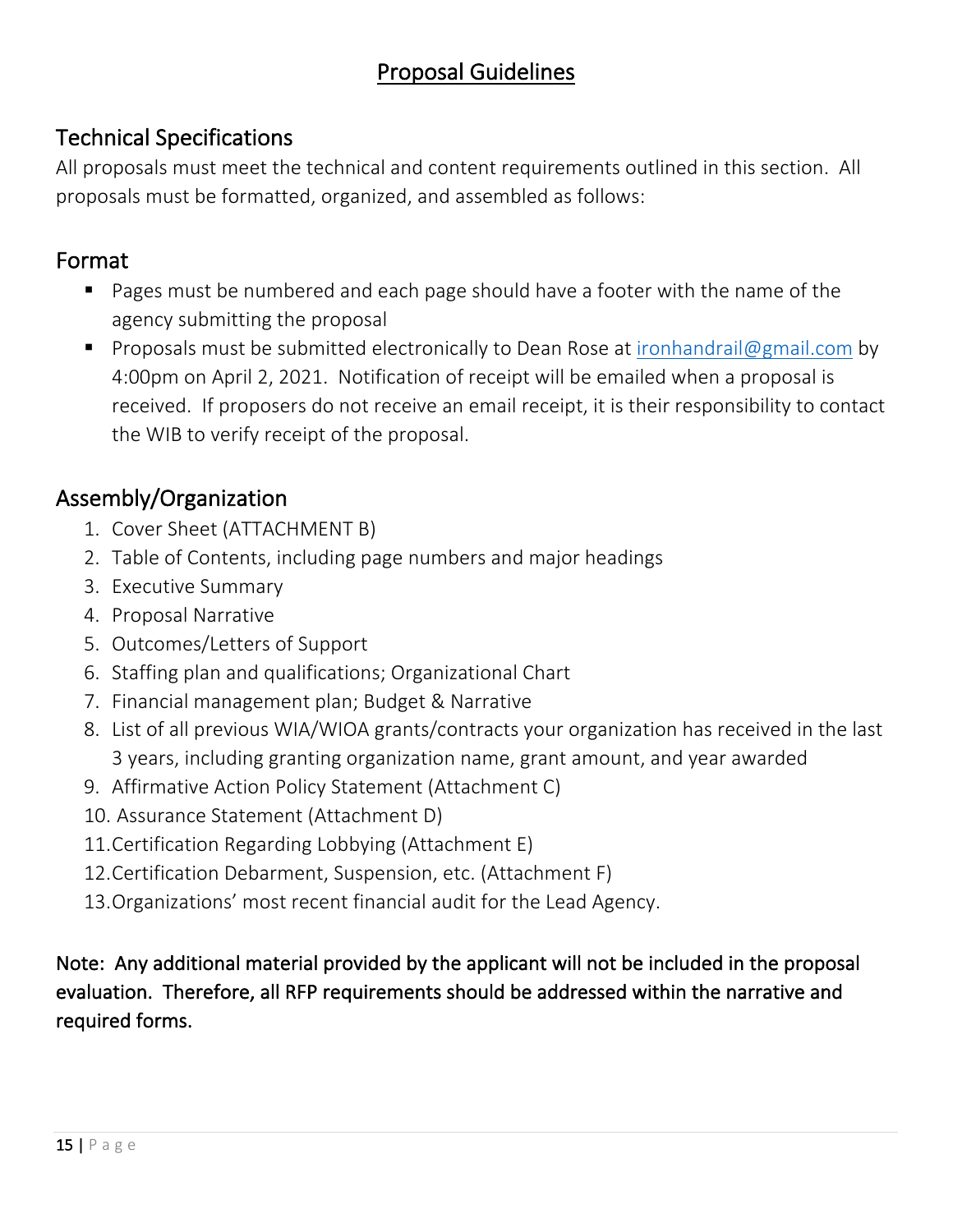# Proposal Guidelines

## Technical Specifications

All proposals must meet the technical and content requirements outlined in this section. All proposals must be formatted, organized, and assembled as follows:

## Format

- Pages must be numbered and each page should have a footer with the name of the agency submitting the proposal
- Proposals must be submitted electronically to Dean Rose at ironhandrail@gmail.com by 4:00pm on April 2, 2021. Notification of receipt will be emailed when a proposal is received. If proposers do not receive an email receipt, it is their responsibility to contact the WIB to verify receipt of the proposal.

## Assembly/Organization

1. Cover Sheet (ATTACHMENT B)
2. Table of Contents, including page numbers and major headings
3. Executive Summary
4. Proposal Narrative
5. Outcomes/Letters of Support
6. Staffing plan and qualifications; Organizational Chart
7. Financial management plan; Budget & Narrative
8. List of all previous WIA/WIOA grants/contracts your organization has received in the last 3 years, including granting organization name, grant amount, and year awarded
9. Affirmative Action Policy Statement (Attachment C)
10. Assurance Statement (Attachment D)
11. Certification Regarding Lobbying (Attachment E)
12. Certification Debarment, Suspension, etc. (Attachment F)
13. Organizations' most recent financial audit for the Lead Agency.

**Note: Any additional material provided by the applicant will not be included in the proposal evaluation. Therefore, all RFP requirements should be addressed within the narrative and required forms.**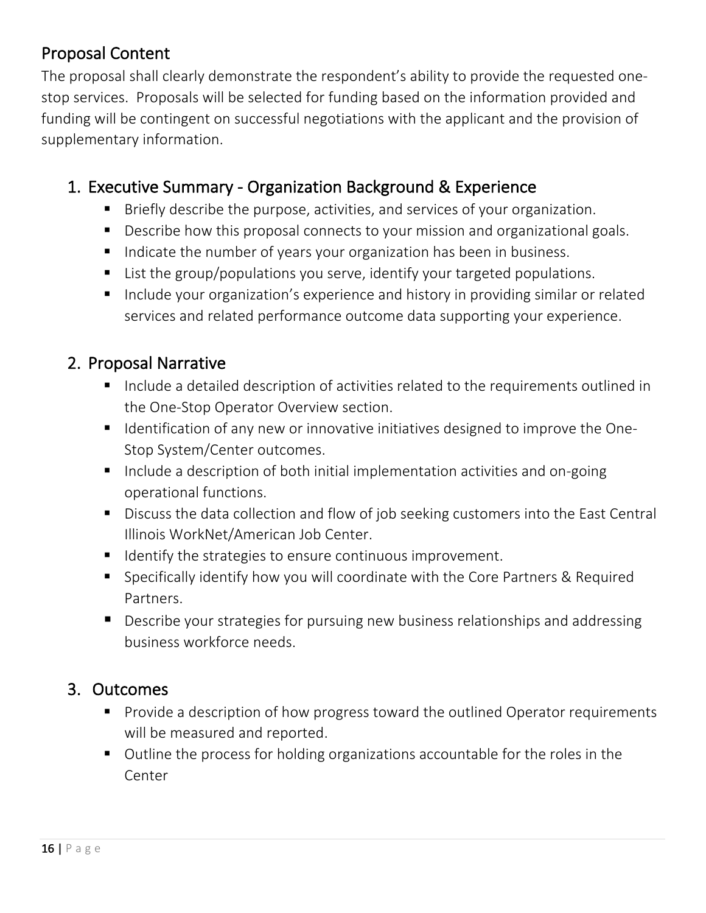## Proposal Content

The proposal shall clearly demonstrate the respondent's ability to provide the requested one-stop services. Proposals will be selected for funding based on the information provided and funding will be contingent on successful negotiations with the applicant and the provision of supplementary information.

### 1. Executive Summary - Organization Background & Experience

- Briefly describe the purpose, activities, and services of your organization.
- Describe how this proposal connects to your mission and organizational goals.
- Indicate the number of years your organization has been in business.
- List the group/populations you serve, identify your targeted populations.
- Include your organization's experience and history in providing similar or related services and related performance outcome data supporting your experience.

### 2. Proposal Narrative

- Include a detailed description of activities related to the requirements outlined in the One-Stop Operator Overview section.
- Identification of any new or innovative initiatives designed to improve the One-Stop System/Center outcomes.
- Include a description of both initial implementation activities and on-going operational functions.
- Discuss the data collection and flow of job seeking customers into the East Central Illinois WorkNet/American Job Center.
- Identify the strategies to ensure continuous improvement.
- Specifically identify how you will coordinate with the Core Partners & Required Partners.
- Describe your strategies for pursuing new business relationships and addressing business workforce needs.

### 3. Outcomes

- Provide a description of how progress toward the outlined Operator requirements will be measured and reported.
- Outline the process for holding organizations accountable for the roles in the Center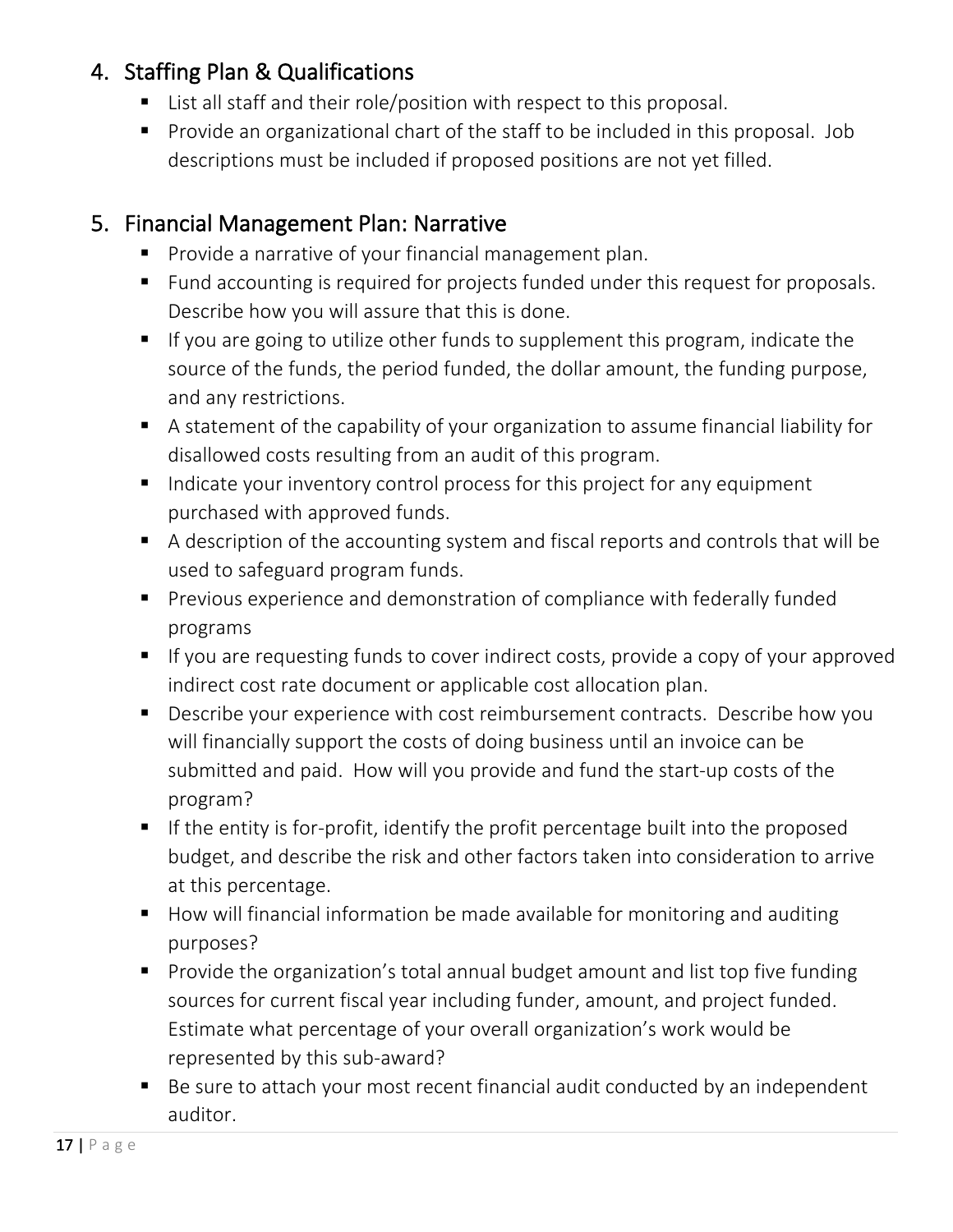## 4. Staffing Plan & Qualifications

- List all staff and their role/position with respect to this proposal.
- Provide an organizational chart of the staff to be included in this proposal. Job descriptions must be included if proposed positions are not yet filled.

## 5. Financial Management Plan: Narrative

- Provide a narrative of your financial management plan.
- Fund accounting is required for projects funded under this request for proposals. Describe how you will assure that this is done.
- If you are going to utilize other funds to supplement this program, indicate the source of the funds, the period funded, the dollar amount, the funding purpose, and any restrictions.
- A statement of the capability of your organization to assume financial liability for disallowed costs resulting from an audit of this program.
- Indicate your inventory control process for this project for any equipment purchased with approved funds.
- A description of the accounting system and fiscal reports and controls that will be used to safeguard program funds.
- Previous experience and demonstration of compliance with federally funded programs
- If you are requesting funds to cover indirect costs, provide a copy of your approved indirect cost rate document or applicable cost allocation plan.
- Describe your experience with cost reimbursement contracts. Describe how you will financially support the costs of doing business until an invoice can be submitted and paid. How will you provide and fund the start-up costs of the program?
- If the entity is for-profit, identify the profit percentage built into the proposed budget, and describe the risk and other factors taken into consideration to arrive at this percentage.
- How will financial information be made available for monitoring and auditing purposes?
- Provide the organization's total annual budget amount and list top five funding sources for current fiscal year including funder, amount, and project funded. Estimate what percentage of your overall organization's work would be represented by this sub-award?
- Be sure to attach your most recent financial audit conducted by an independent auditor.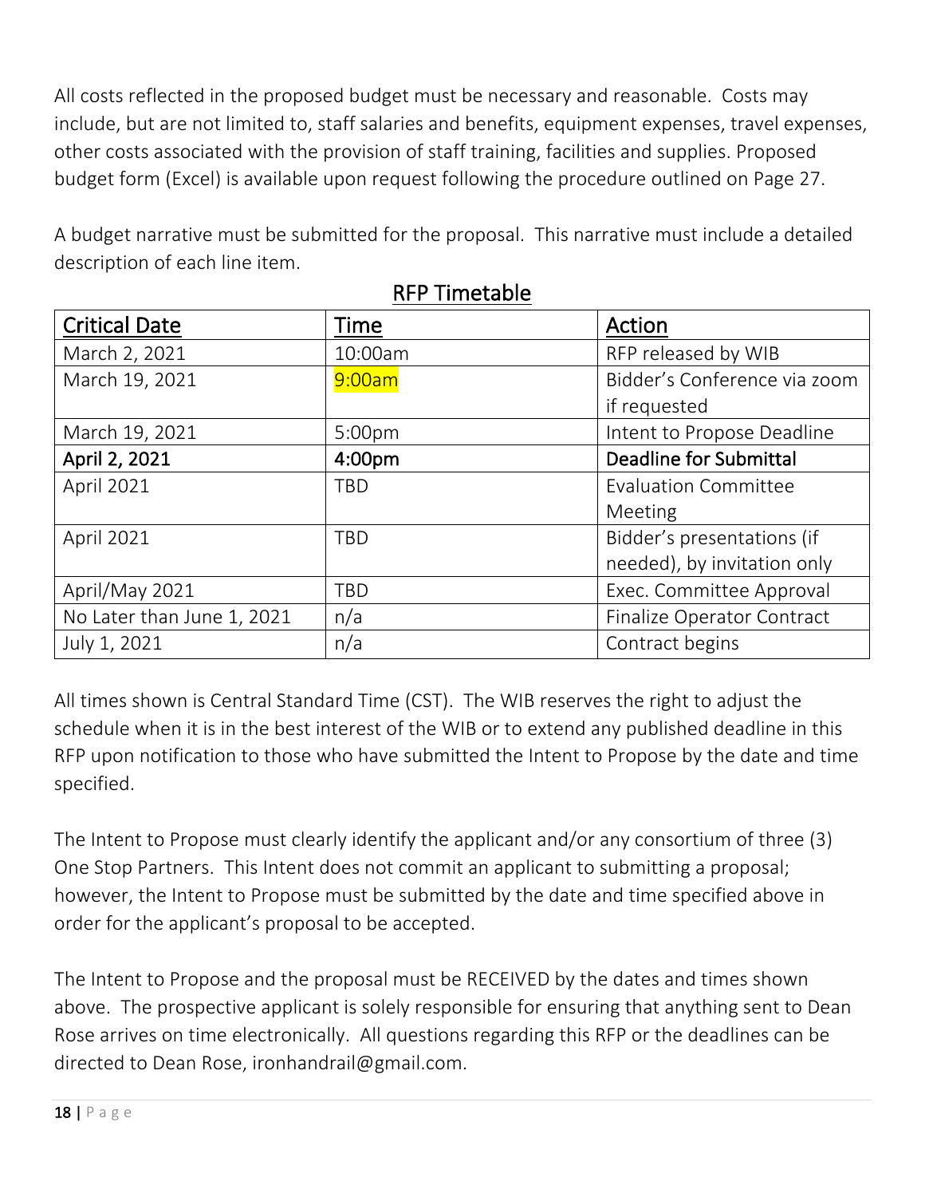All costs reflected in the proposed budget must be necessary and reasonable. Costs may include, but are not limited to, staff salaries and benefits, equipment expenses, travel expenses, other costs associated with the provision of staff training, facilities and supplies. Proposed budget form (Excel) is available upon request following the procedure outlined on Page 27.

A budget narrative must be submitted for the proposal. This narrative must include a detailed description of each line item.

## RFP Timetable

| Critical Date | Time | Action |
| --- | --- | --- |
| March 2, 2021 | 10:00am | RFP released by WIB |
| March 19, 2021 | 9:00am | Bidder's Conference via zoom if requested |
| March 19, 2021 | 5:00pm | Intent to Propose Deadline |
| **April 2, 2021** | **4:00pm** | **Deadline for Submittal** |
| April 2021 | TBD | Evaluation Committee Meeting |
| April 2021 | TBD | Bidder's presentations (if needed), by invitation only |
| April/May 2021 | TBD | Exec. Committee Approval |
| No Later than June 1, 2021 | n/a | Finalize Operator Contract |
| July 1, 2021 | n/a | Contract begins |

All times shown is Central Standard Time (CST). The WIB reserves the right to adjust the schedule when it is in the best interest of the WIB or to extend any published deadline in this RFP upon notification to those who have submitted the Intent to Propose by the date and time specified.

The Intent to Propose must clearly identify the applicant and/or any consortium of three (3) One Stop Partners. This Intent does not commit an applicant to submitting a proposal; however, the Intent to Propose must be submitted by the date and time specified above in order for the applicant's proposal to be accepted.

The Intent to Propose and the proposal must be RECEIVED by the dates and times shown above. The prospective applicant is solely responsible for ensuring that anything sent to Dean Rose arrives on time electronically. All questions regarding this RFP or the deadlines can be directed to Dean Rose, ironhandrail@gmail.com.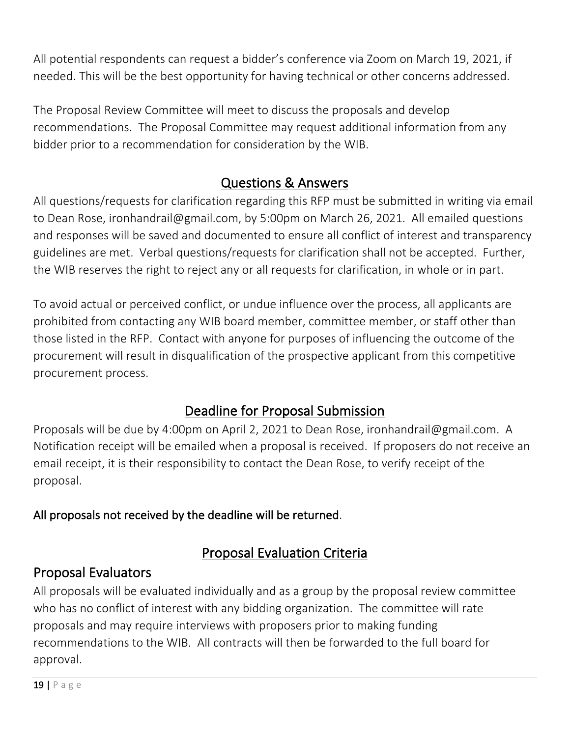All potential respondents can request a bidder's conference via Zoom on March 19, 2021, if needed. This will be the best opportunity for having technical or other concerns addressed.

The Proposal Review Committee will meet to discuss the proposals and develop recommendations. The Proposal Committee may request additional information from any bidder prior to a recommendation for consideration by the WIB.

## Questions & Answers

All questions/requests for clarification regarding this RFP must be submitted in writing via email to Dean Rose, ironhandrail@gmail.com, by 5:00pm on March 26, 2021. All emailed questions and responses will be saved and documented to ensure all conflict of interest and transparency guidelines are met. Verbal questions/requests for clarification shall not be accepted. Further, the WIB reserves the right to reject any or all requests for clarification, in whole or in part.

To avoid actual or perceived conflict, or undue influence over the process, all applicants are prohibited from contacting any WIB board member, committee member, or staff other than those listed in the RFP. Contact with anyone for purposes of influencing the outcome of the procurement will result in disqualification of the prospective applicant from this competitive procurement process.

## Deadline for Proposal Submission

Proposals will be due by 4:00pm on April 2, 2021 to Dean Rose, ironhandrail@gmail.com. A Notification receipt will be emailed when a proposal is received. If proposers do not receive an email receipt, it is their responsibility to contact the Dean Rose, to verify receipt of the proposal.

**All proposals not received by the deadline will be returned**.

## Proposal Evaluation Criteria

### Proposal Evaluators

All proposals will be evaluated individually and as a group by the proposal review committee who has no conflict of interest with any bidding organization. The committee will rate proposals and may require interviews with proposers prior to making funding recommendations to the WIB. All contracts will then be forwarded to the full board for approval.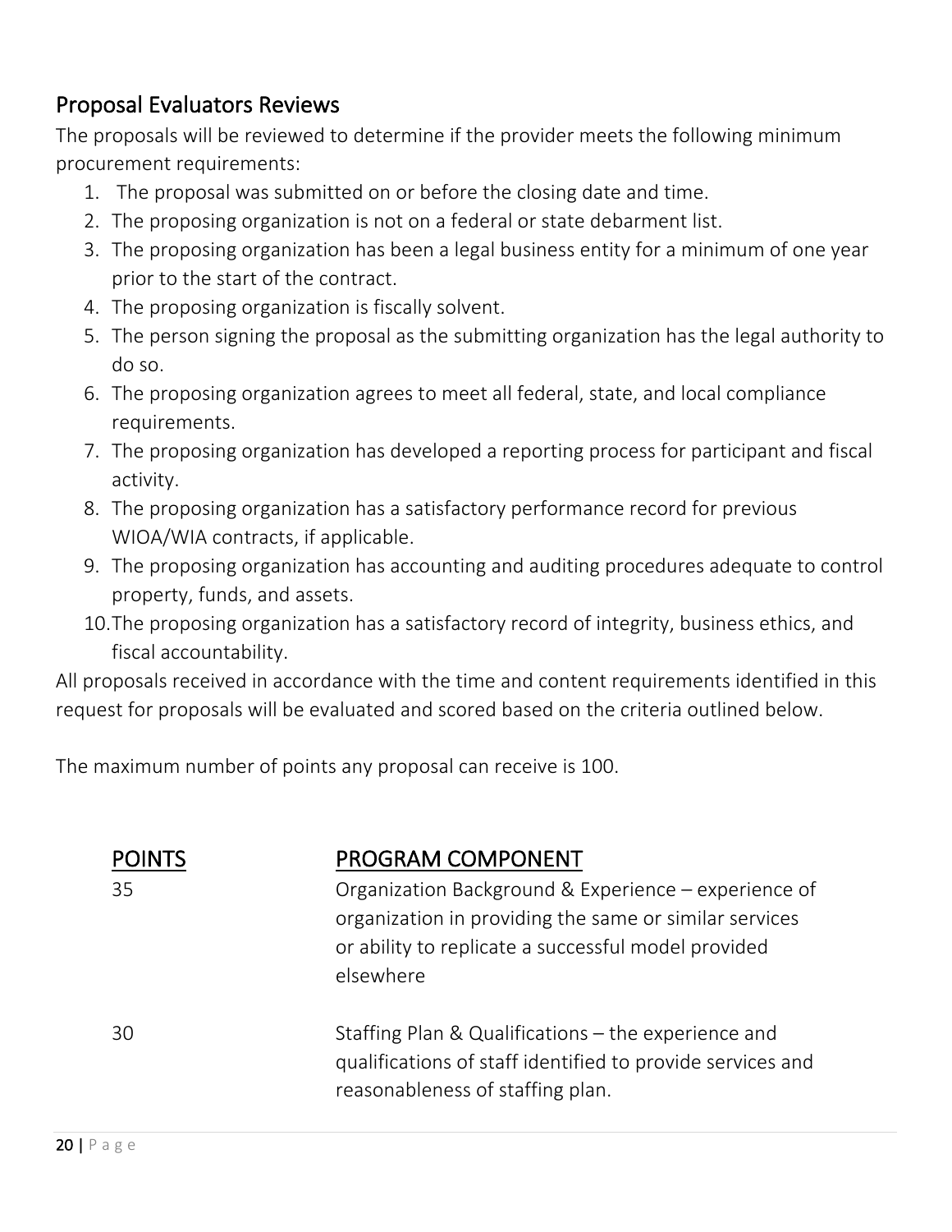## Proposal Evaluators Reviews

The proposals will be reviewed to determine if the provider meets the following minimum procurement requirements:

1. The proposal was submitted on or before the closing date and time.
2. The proposing organization is not on a federal or state debarment list.
3. The proposing organization has been a legal business entity for a minimum of one year prior to the start of the contract.
4. The proposing organization is fiscally solvent.
5. The person signing the proposal as the submitting organization has the legal authority to do so.
6. The proposing organization agrees to meet all federal, state, and local compliance requirements.
7. The proposing organization has developed a reporting process for participant and fiscal activity.
8. The proposing organization has a satisfactory performance record for previous WIOA/WIA contracts, if applicable.
9. The proposing organization has accounting and auditing procedures adequate to control property, funds, and assets.
10. The proposing organization has a satisfactory record of integrity, business ethics, and fiscal accountability.

All proposals received in accordance with the time and content requirements identified in this request for proposals will be evaluated and scored based on the criteria outlined below.

The maximum number of points any proposal can receive is 100.

| POINTS | PROGRAM COMPONENT |
|---|---|
| 35 | Organization Background & Experience – experience of organization in providing the same or similar services or ability to replicate a successful model provided elsewhere |
| 30 | Staffing Plan & Qualifications – the experience and qualifications of staff identified to provide services and reasonableness of staffing plan. |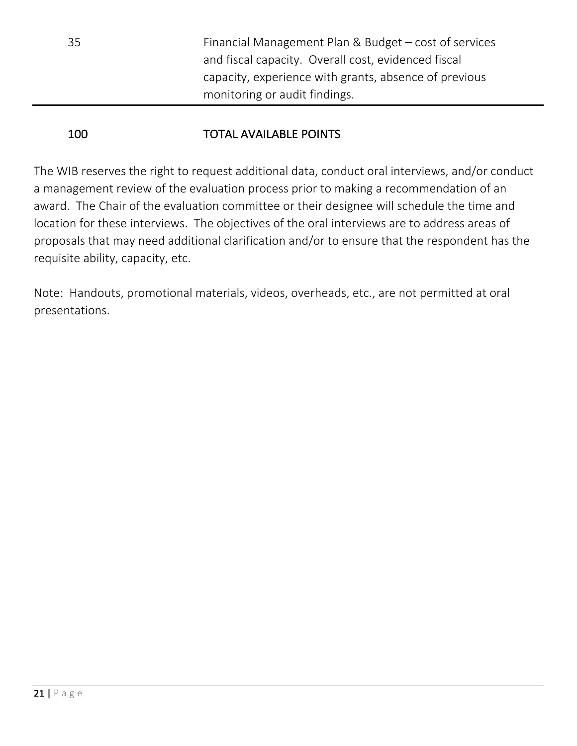| | |
|---|---|
| 35 | Financial Management Plan & Budget – cost of services and fiscal capacity. Overall cost, evidenced fiscal capacity, experience with grants, absence of previous monitoring or audit findings. |
| <u>100</u> | <u>TOTAL AVAILABLE POINTS</u> |

The WIB reserves the right to request additional data, conduct oral interviews, and/or conduct a management review of the evaluation process prior to making a recommendation of an award. The Chair of the evaluation committee or their designee will schedule the time and location for these interviews. The objectives of the oral interviews are to address areas of proposals that may need additional clarification and/or to ensure that the respondent has the requisite ability, capacity, etc.

Note: Handouts, promotional materials, videos, overheads, etc., are not permitted at oral presentations.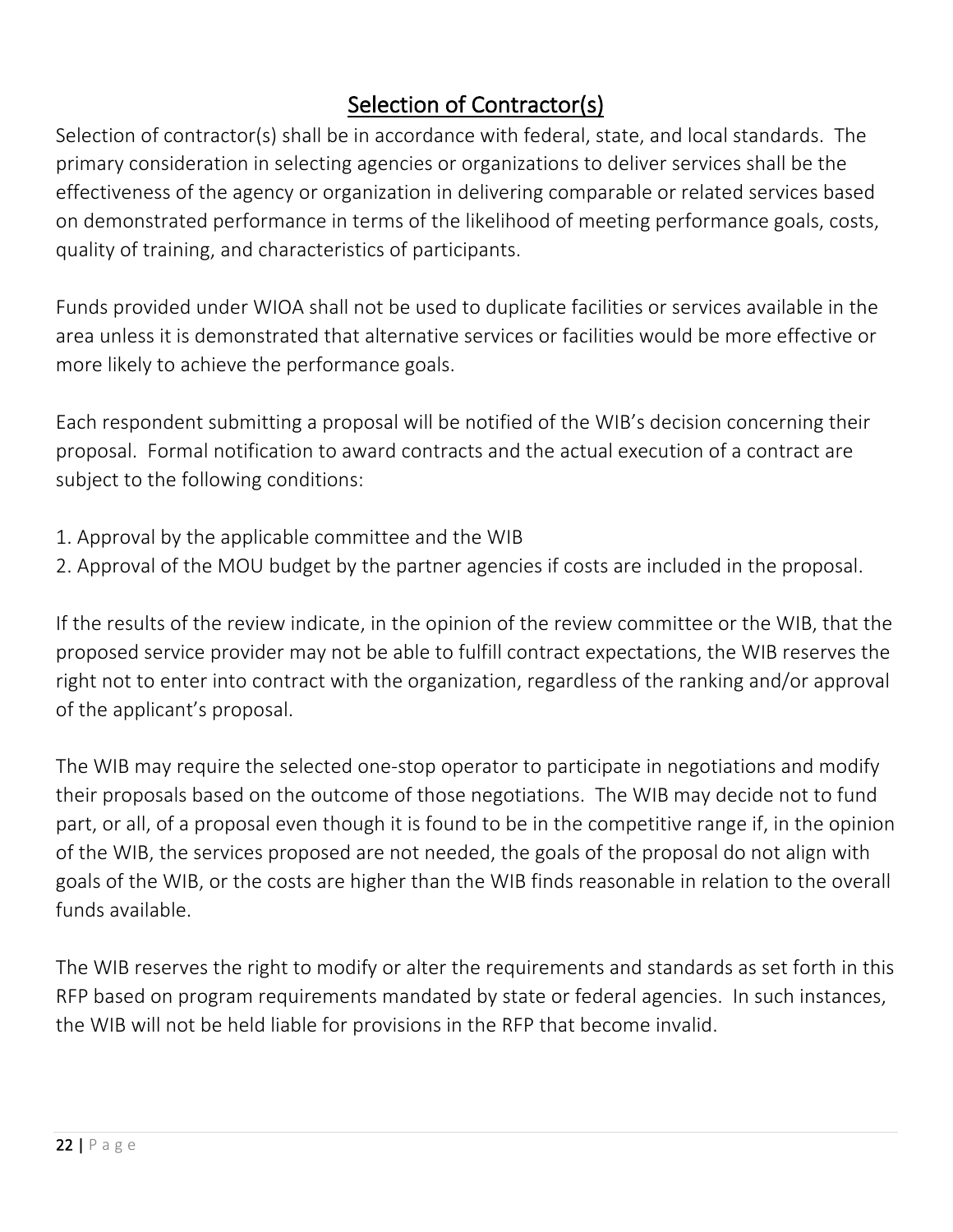## Selection of Contractor(s)

Selection of contractor(s) shall be in accordance with federal, state, and local standards. The primary consideration in selecting agencies or organizations to deliver services shall be the effectiveness of the agency or organization in delivering comparable or related services based on demonstrated performance in terms of the likelihood of meeting performance goals, costs, quality of training, and characteristics of participants.

Funds provided under WIOA shall not be used to duplicate facilities or services available in the area unless it is demonstrated that alternative services or facilities would be more effective or more likely to achieve the performance goals.

Each respondent submitting a proposal will be notified of the WIB's decision concerning their proposal. Formal notification to award contracts and the actual execution of a contract are subject to the following conditions:

1. Approval by the applicable committee and the WIB
2. Approval of the MOU budget by the partner agencies if costs are included in the proposal.

If the results of the review indicate, in the opinion of the review committee or the WIB, that the proposed service provider may not be able to fulfill contract expectations, the WIB reserves the right not to enter into contract with the organization, regardless of the ranking and/or approval of the applicant's proposal.

The WIB may require the selected one-stop operator to participate in negotiations and modify their proposals based on the outcome of those negotiations. The WIB may decide not to fund part, or all, of a proposal even though it is found to be in the competitive range if, in the opinion of the WIB, the services proposed are not needed, the goals of the proposal do not align with goals of the WIB, or the costs are higher than the WIB finds reasonable in relation to the overall funds available.

The WIB reserves the right to modify or alter the requirements and standards as set forth in this RFP based on program requirements mandated by state or federal agencies. In such instances, the WIB will not be held liable for provisions in the RFP that become invalid.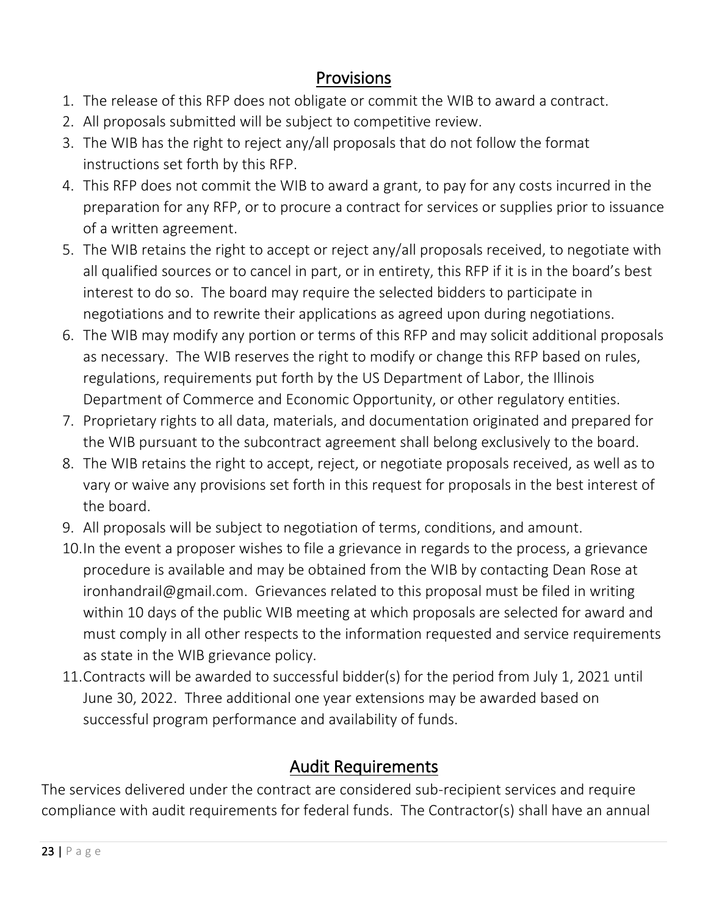## Provisions

1. The release of this RFP does not obligate or commit the WIB to award a contract.
2. All proposals submitted will be subject to competitive review.
3. The WIB has the right to reject any/all proposals that do not follow the format instructions set forth by this RFP.
4. This RFP does not commit the WIB to award a grant, to pay for any costs incurred in the preparation for any RFP, or to procure a contract for services or supplies prior to issuance of a written agreement.
5. The WIB retains the right to accept or reject any/all proposals received, to negotiate with all qualified sources or to cancel in part, or in entirety, this RFP if it is in the board's best interest to do so. The board may require the selected bidders to participate in negotiations and to rewrite their applications as agreed upon during negotiations.
6. The WIB may modify any portion or terms of this RFP and may solicit additional proposals as necessary. The WIB reserves the right to modify or change this RFP based on rules, regulations, requirements put forth by the US Department of Labor, the Illinois Department of Commerce and Economic Opportunity, or other regulatory entities.
7. Proprietary rights to all data, materials, and documentation originated and prepared for the WIB pursuant to the subcontract agreement shall belong exclusively to the board.
8. The WIB retains the right to accept, reject, or negotiate proposals received, as well as to vary or waive any provisions set forth in this request for proposals in the best interest of the board.
9. All proposals will be subject to negotiation of terms, conditions, and amount.
10. In the event a proposer wishes to file a grievance in regards to the process, a grievance procedure is available and may be obtained from the WIB by contacting Dean Rose at ironhandrail@gmail.com. Grievances related to this proposal must be filed in writing within 10 days of the public WIB meeting at which proposals are selected for award and must comply in all other respects to the information requested and service requirements as state in the WIB grievance policy.
11. Contracts will be awarded to successful bidder(s) for the period from July 1, 2021 until June 30, 2022. Three additional one year extensions may be awarded based on successful program performance and availability of funds.

## Audit Requirements

The services delivered under the contract are considered sub-recipient services and require compliance with audit requirements for federal funds. The Contractor(s) shall have an annual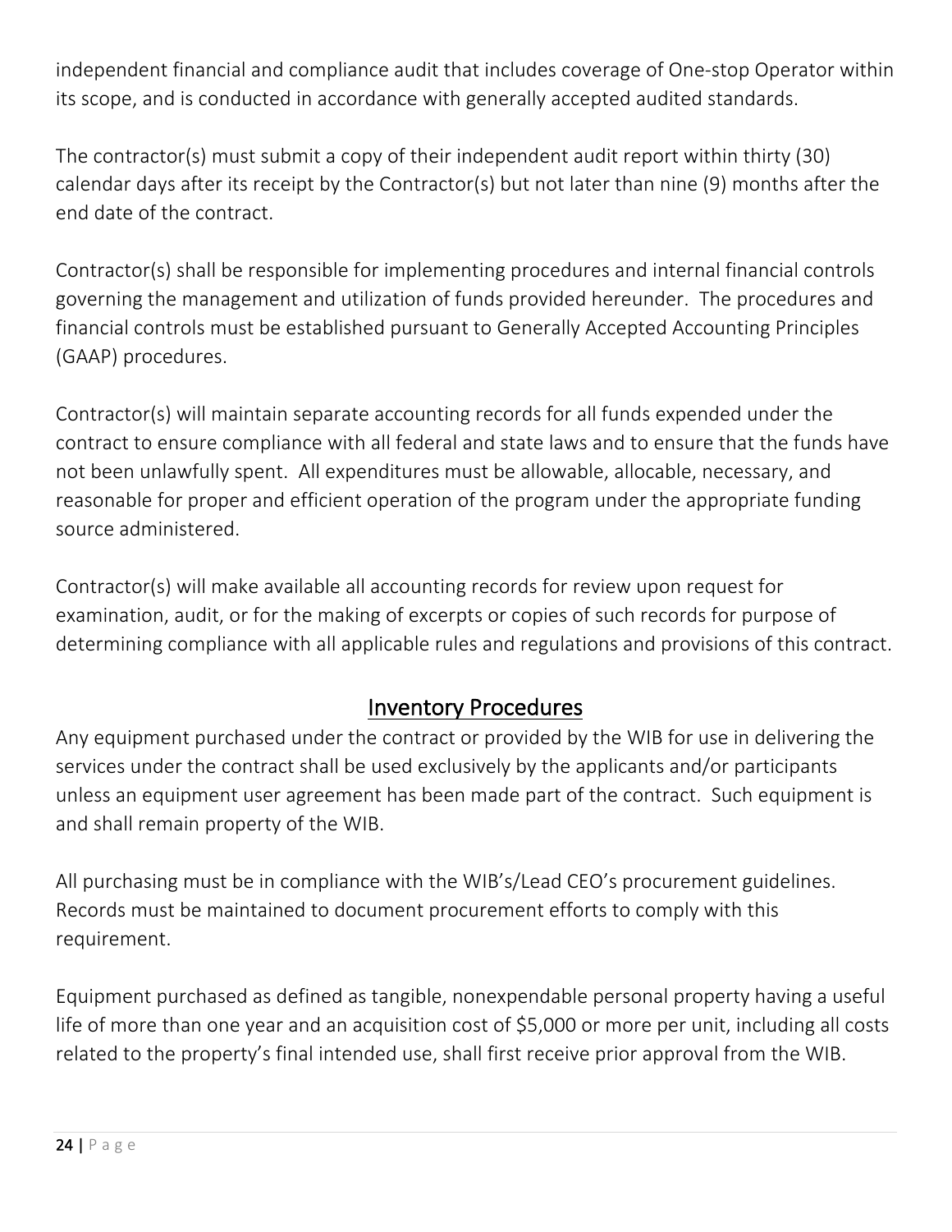independent financial and compliance audit that includes coverage of One-stop Operator within its scope, and is conducted in accordance with generally accepted audited standards.

The contractor(s) must submit a copy of their independent audit report within thirty (30) calendar days after its receipt by the Contractor(s) but not later than nine (9) months after the end date of the contract.

Contractor(s) shall be responsible for implementing procedures and internal financial controls governing the management and utilization of funds provided hereunder. The procedures and financial controls must be established pursuant to Generally Accepted Accounting Principles (GAAP) procedures.

Contractor(s) will maintain separate accounting records for all funds expended under the contract to ensure compliance with all federal and state laws and to ensure that the funds have not been unlawfully spent. All expenditures must be allowable, allocable, necessary, and reasonable for proper and efficient operation of the program under the appropriate funding source administered.

Contractor(s) will make available all accounting records for review upon request for examination, audit, or for the making of excerpts or copies of such records for purpose of determining compliance with all applicable rules and regulations and provisions of this contract.

## Inventory Procedures

Any equipment purchased under the contract or provided by the WIB for use in delivering the services under the contract shall be used exclusively by the applicants and/or participants unless an equipment user agreement has been made part of the contract. Such equipment is and shall remain property of the WIB.

All purchasing must be in compliance with the WIB's/Lead CEO's procurement guidelines. Records must be maintained to document procurement efforts to comply with this requirement.

Equipment purchased as defined as tangible, nonexpendable personal property having a useful life of more than one year and an acquisition cost of $5,000 or more per unit, including all costs related to the property's final intended use, shall first receive prior approval from the WIB.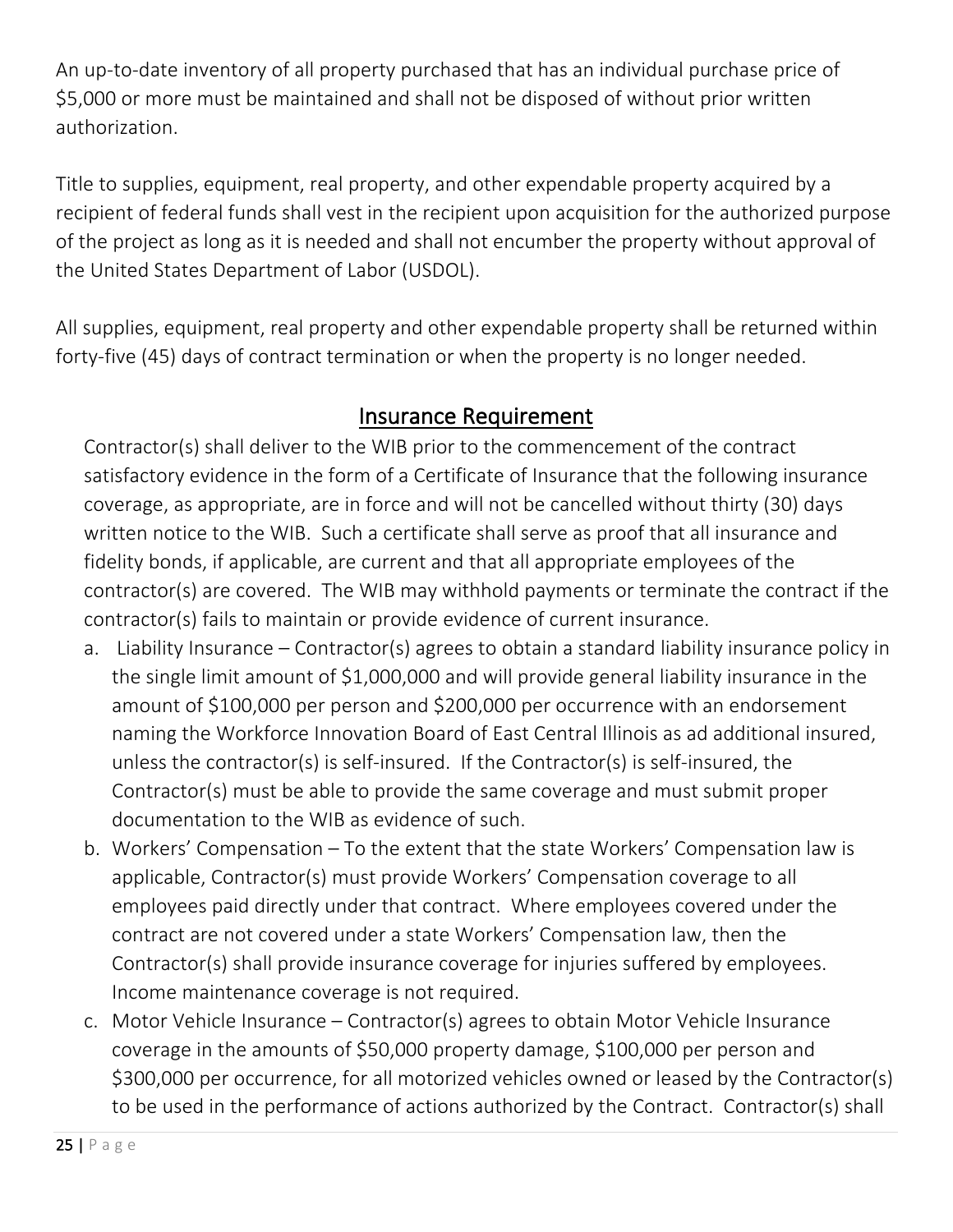An up-to-date inventory of all property purchased that has an individual purchase price of $5,000 or more must be maintained and shall not be disposed of without prior written authorization.

Title to supplies, equipment, real property, and other expendable property acquired by a recipient of federal funds shall vest in the recipient upon acquisition for the authorized purpose of the project as long as it is needed and shall not encumber the property without approval of the United States Department of Labor (USDOL).

All supplies, equipment, real property and other expendable property shall be returned within forty-five (45) days of contract termination or when the property is no longer needed.

## Insurance Requirement

Contractor(s) shall deliver to the WIB prior to the commencement of the contract satisfactory evidence in the form of a Certificate of Insurance that the following insurance coverage, as appropriate, are in force and will not be cancelled without thirty (30) days written notice to the WIB. Such a certificate shall serve as proof that all insurance and fidelity bonds, if applicable, are current and that all appropriate employees of the contractor(s) are covered. The WIB may withhold payments or terminate the contract if the contractor(s) fails to maintain or provide evidence of current insurance.

a. Liability Insurance – Contractor(s) agrees to obtain a standard liability insurance policy in the single limit amount of $1,000,000 and will provide general liability insurance in the amount of $100,000 per person and $200,000 per occurrence with an endorsement naming the Workforce Innovation Board of East Central Illinois as ad additional insured, unless the contractor(s) is self-insured. If the Contractor(s) is self-insured, the Contractor(s) must be able to provide the same coverage and must submit proper documentation to the WIB as evidence of such.
b. Workers' Compensation – To the extent that the state Workers' Compensation law is applicable, Contractor(s) must provide Workers' Compensation coverage to all employees paid directly under that contract. Where employees covered under the contract are not covered under a state Workers' Compensation law, then the Contractor(s) shall provide insurance coverage for injuries suffered by employees. Income maintenance coverage is not required.
c. Motor Vehicle Insurance – Contractor(s) agrees to obtain Motor Vehicle Insurance coverage in the amounts of $50,000 property damage, $100,000 per person and $300,000 per occurrence, for all motorized vehicles owned or leased by the Contractor(s) to be used in the performance of actions authorized by the Contract. Contractor(s) shall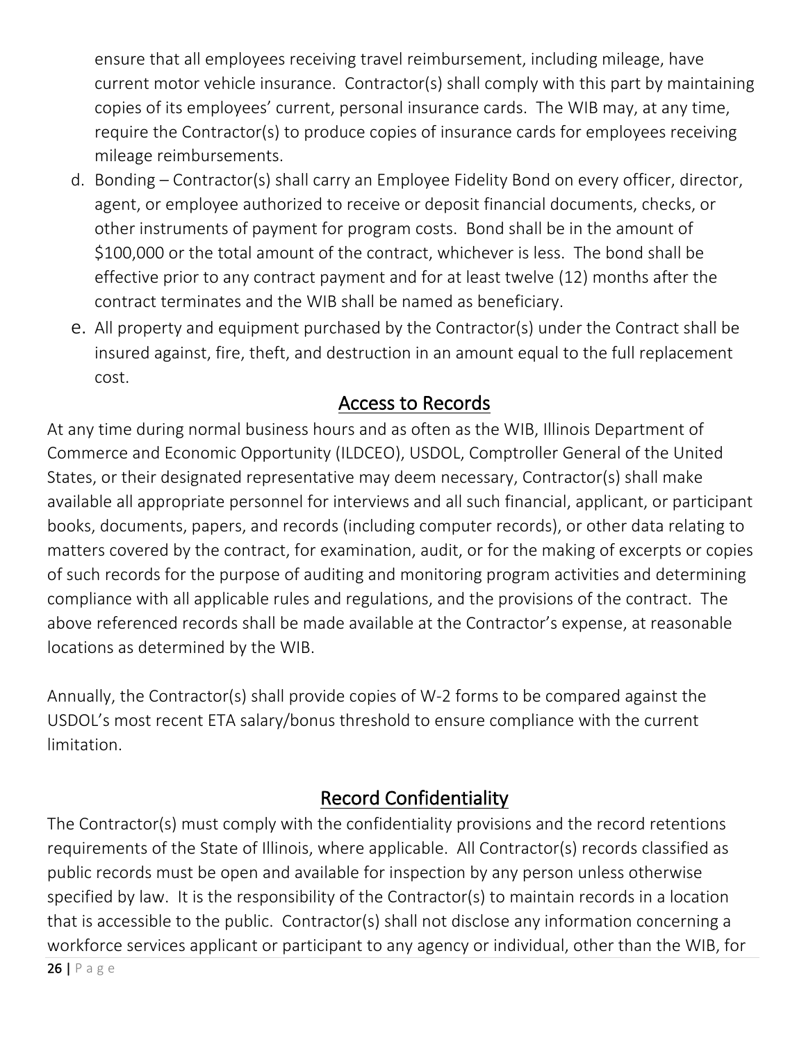ensure that all employees receiving travel reimbursement, including mileage, have current motor vehicle insurance. Contractor(s) shall comply with this part by maintaining copies of its employees' current, personal insurance cards. The WIB may, at any time, require the Contractor(s) to produce copies of insurance cards for employees receiving mileage reimbursements.

d. Bonding – Contractor(s) shall carry an Employee Fidelity Bond on every officer, director, agent, or employee authorized to receive or deposit financial documents, checks, or other instruments of payment for program costs. Bond shall be in the amount of $100,000 or the total amount of the contract, whichever is less. The bond shall be effective prior to any contract payment and for at least twelve (12) months after the contract terminates and the WIB shall be named as beneficiary.
e. All property and equipment purchased by the Contractor(s) under the Contract shall be insured against, fire, theft, and destruction in an amount equal to the full replacement cost.

## Access to Records

At any time during normal business hours and as often as the WIB, Illinois Department of Commerce and Economic Opportunity (ILDCEO), USDOL, Comptroller General of the United States, or their designated representative may deem necessary, Contractor(s) shall make available all appropriate personnel for interviews and all such financial, applicant, or participant books, documents, papers, and records (including computer records), or other data relating to matters covered by the contract, for examination, audit, or for the making of excerpts or copies of such records for the purpose of auditing and monitoring program activities and determining compliance with all applicable rules and regulations, and the provisions of the contract. The above referenced records shall be made available at the Contractor's expense, at reasonable locations as determined by the WIB.

Annually, the Contractor(s) shall provide copies of W-2 forms to be compared against the USDOL's most recent ETA salary/bonus threshold to ensure compliance with the current limitation.

## Record Confidentiality

The Contractor(s) must comply with the confidentiality provisions and the record retentions requirements of the State of Illinois, where applicable. All Contractor(s) records classified as public records must be open and available for inspection by any person unless otherwise specified by law. It is the responsibility of the Contractor(s) to maintain records in a location that is accessible to the public. Contractor(s) shall not disclose any information concerning a workforce services applicant or participant to any agency or individual, other than the WIB, for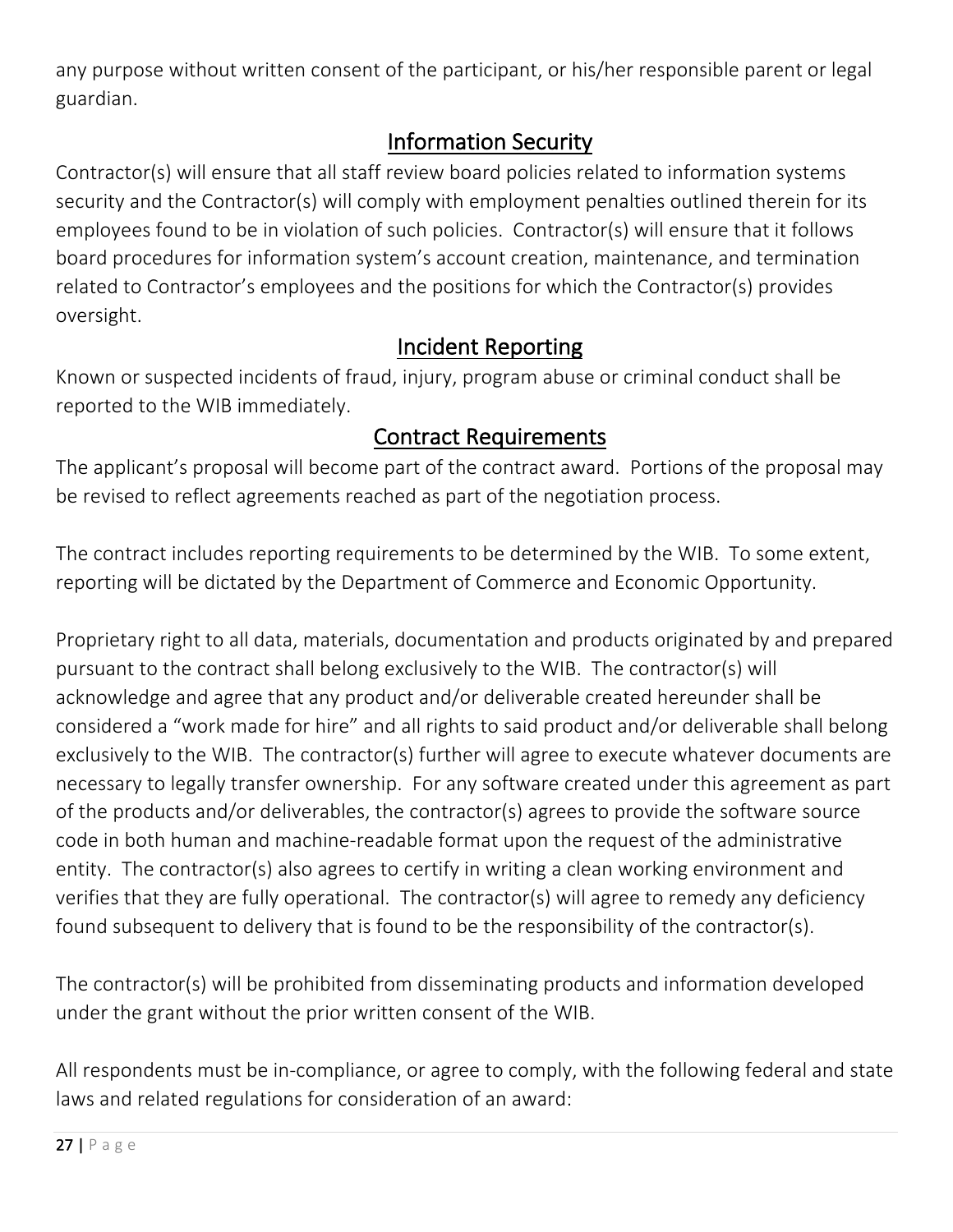any purpose without written consent of the participant, or his/her responsible parent or legal guardian.

## Information Security

Contractor(s) will ensure that all staff review board policies related to information systems security and the Contractor(s) will comply with employment penalties outlined therein for its employees found to be in violation of such policies. Contractor(s) will ensure that it follows board procedures for information system's account creation, maintenance, and termination related to Contractor's employees and the positions for which the Contractor(s) provides oversight.

## Incident Reporting

Known or suspected incidents of fraud, injury, program abuse or criminal conduct shall be reported to the WIB immediately.

## Contract Requirements

The applicant's proposal will become part of the contract award. Portions of the proposal may be revised to reflect agreements reached as part of the negotiation process.

The contract includes reporting requirements to be determined by the WIB. To some extent, reporting will be dictated by the Department of Commerce and Economic Opportunity.

Proprietary right to all data, materials, documentation and products originated by and prepared pursuant to the contract shall belong exclusively to the WIB. The contractor(s) will acknowledge and agree that any product and/or deliverable created hereunder shall be considered a "work made for hire" and all rights to said product and/or deliverable shall belong exclusively to the WIB. The contractor(s) further will agree to execute whatever documents are necessary to legally transfer ownership. For any software created under this agreement as part of the products and/or deliverables, the contractor(s) agrees to provide the software source code in both human and machine-readable format upon the request of the administrative entity. The contractor(s) also agrees to certify in writing a clean working environment and verifies that they are fully operational. The contractor(s) will agree to remedy any deficiency found subsequent to delivery that is found to be the responsibility of the contractor(s).

The contractor(s) will be prohibited from disseminating products and information developed under the grant without the prior written consent of the WIB.

All respondents must be in-compliance, or agree to comply, with the following federal and state laws and related regulations for consideration of an award: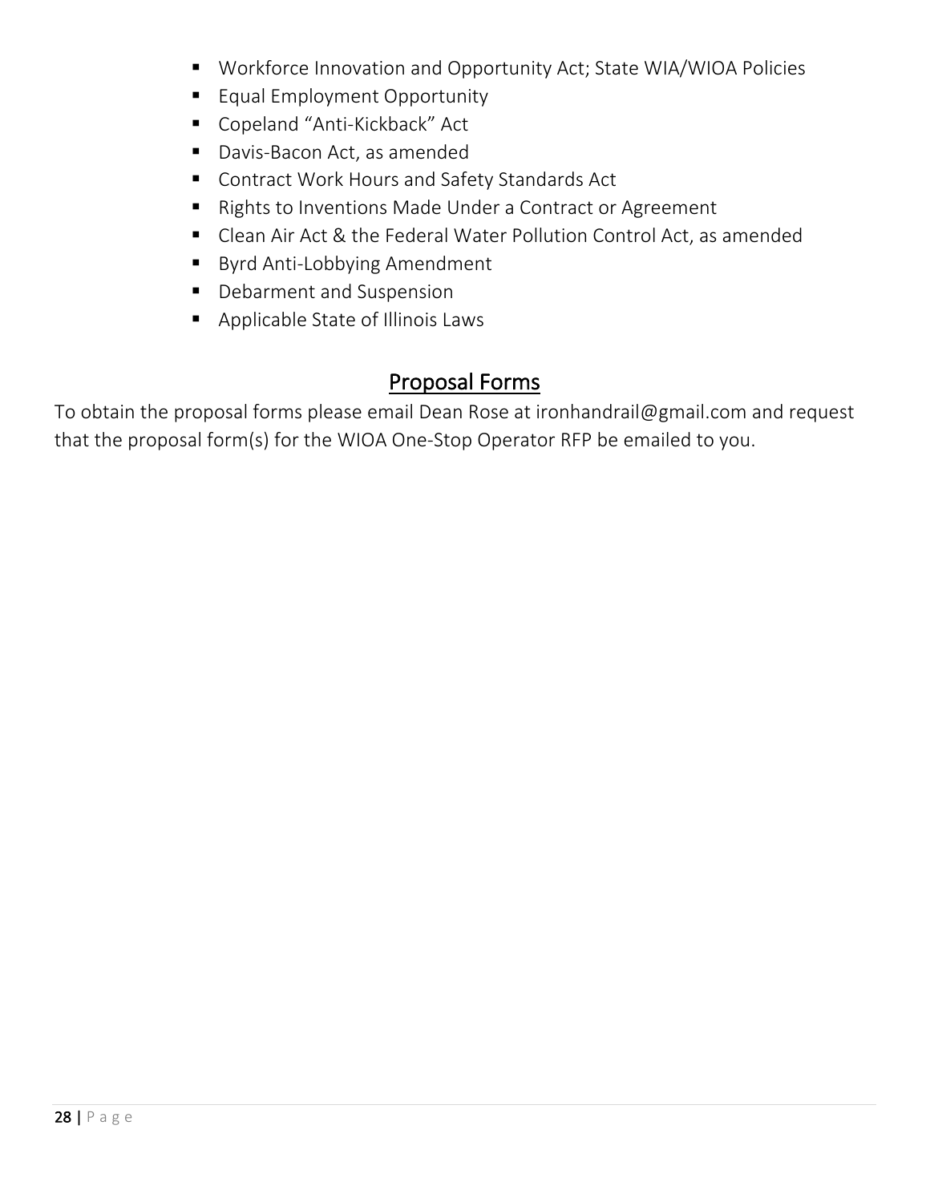- Workforce Innovation and Opportunity Act; State WIA/WIOA Policies
- Equal Employment Opportunity
- Copeland “Anti-Kickback” Act
- Davis-Bacon Act, as amended
- Contract Work Hours and Safety Standards Act
- Rights to Inventions Made Under a Contract or Agreement
- Clean Air Act & the Federal Water Pollution Control Act, as amended
- Byrd Anti-Lobbying Amendment
- Debarment and Suspension
- Applicable State of Illinois Laws

## Proposal Forms

To obtain the proposal forms please email Dean Rose at ironhandrail@gmail.com and request that the proposal form(s) for the WIOA One-Stop Operator RFP be emailed to you.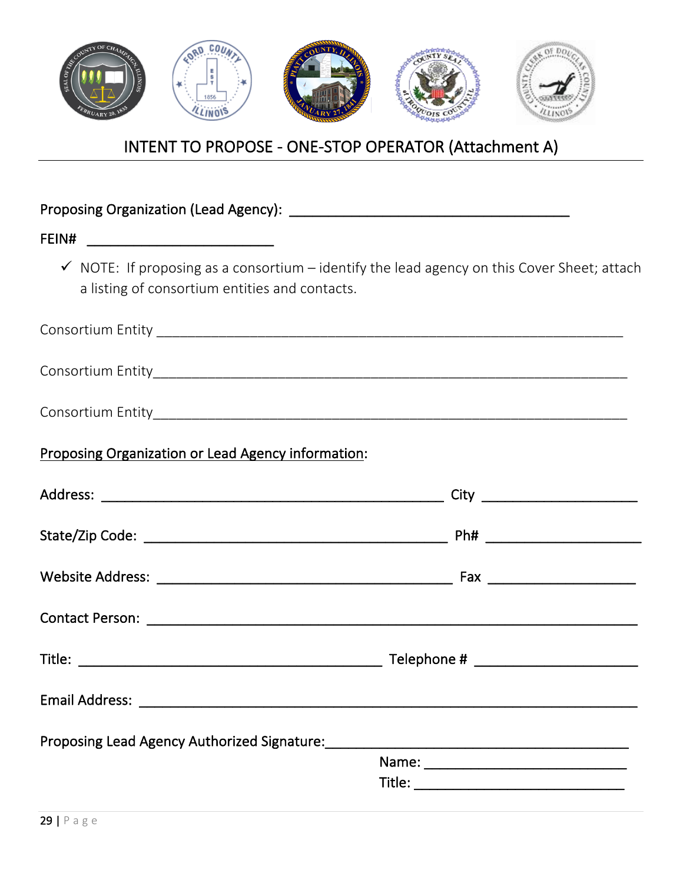# INTENT TO PROPOSE - ONE-STOP OPERATOR (Attachment A)

Proposing Organization (Lead Agency): ________________________________________

FEIN# __________________________

- ✓ NOTE: If proposing as a consortium – identify the lead agency on this Cover Sheet; attach a listing of consortium entities and contacts.

Consortium Entity ______________________________________________________________

Consortium Entity______________________________________________________________

Consortium Entity______________________________________________________________

<u>Proposing Organization or Lead Agency information</u>:

Address: ________________________________________________ City ______________________

State/Zip Code: ___________________________________________ Ph# ______________________

Website Address: __________________________________________ Fax _____________________

Contact Person: _____________________________________________________________________

Title: ___________________________________________ Telephone # _______________________

Email Address: ______________________________________________________________________

Proposing Lead Agency Authorized Signature:_________________________________________

Name: ______________________________

Title: ______________________________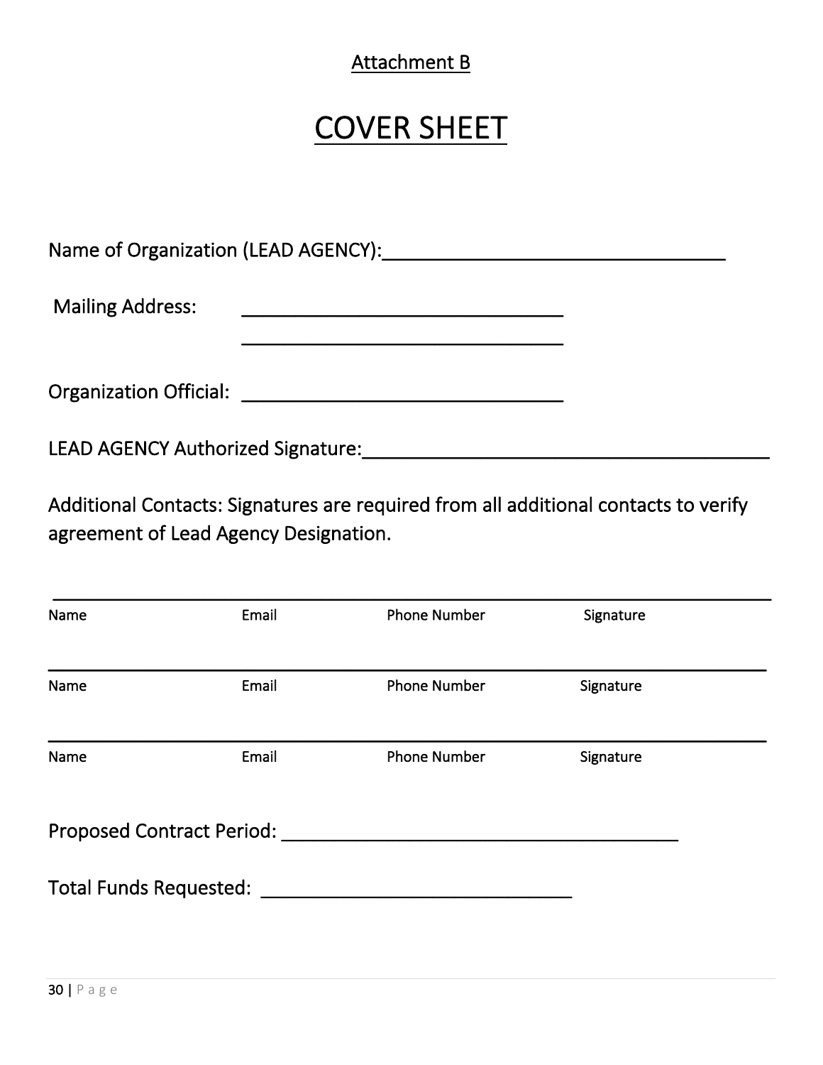Attachment B

# COVER SHEET

Name of Organization (LEAD AGENCY):________________________________

Mailing Address: ________________________________

________________________________

Organization Official: ________________________________

LEAD AGENCY Authorized Signature:________________________________________

Additional Contacts: Signatures are required from all additional contacts to verify agreement of Lead Agency Designation.

________________________________________________________________________

Name Email Phone Number Signature

________________________________________________________________________

Name Email Phone Number Signature

________________________________________________________________________

Name Email Phone Number Signature

Proposed Contract Period: ______________________________________

Total Funds Requested: ______________________________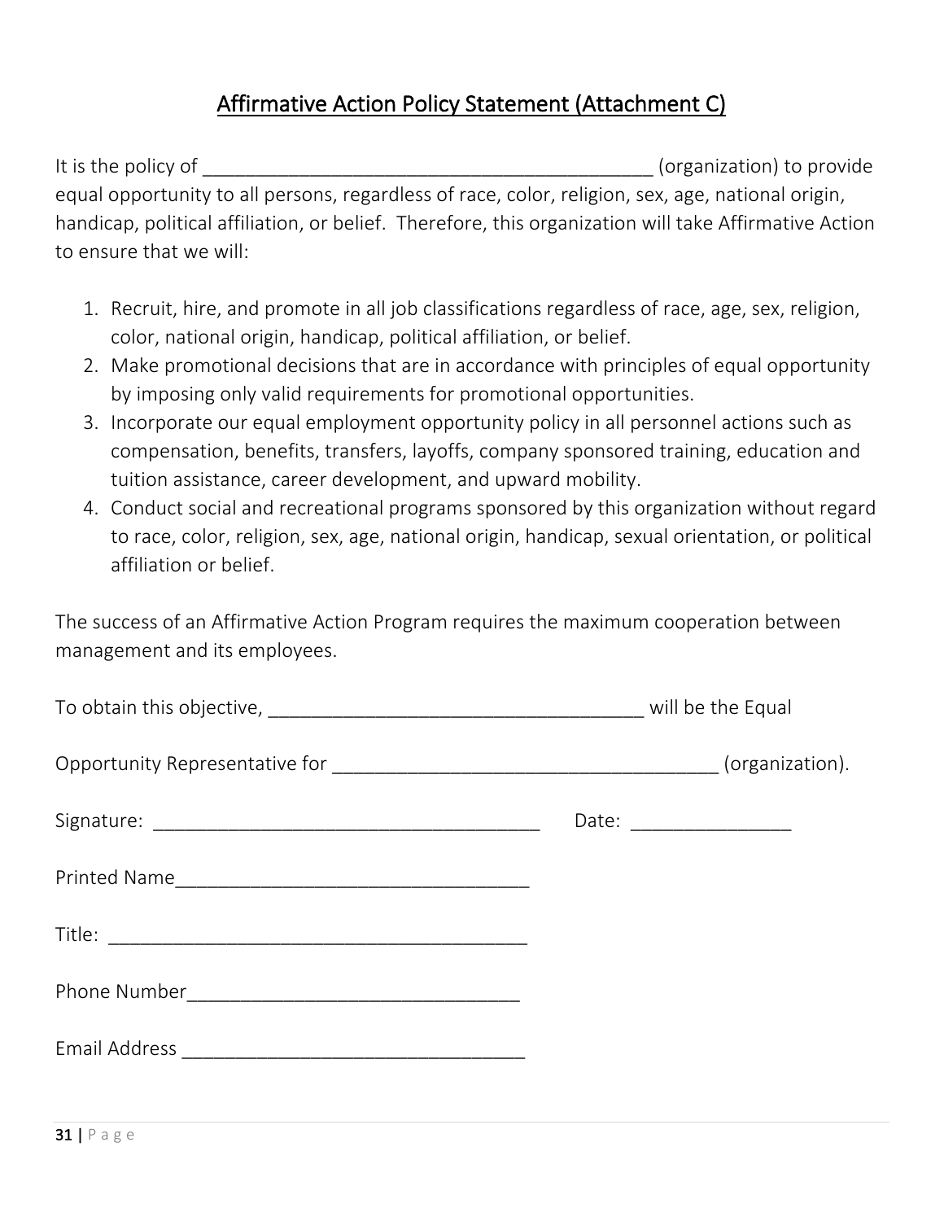# Affirmative Action Policy Statement (Attachment C)

It is the policy of ____________________________________________ (organization) to provide equal opportunity to all persons, regardless of race, color, religion, sex, age, national origin, handicap, political affiliation, or belief. Therefore, this organization will take Affirmative Action to ensure that we will:

1. Recruit, hire, and promote in all job classifications regardless of race, age, sex, religion, color, national origin, handicap, political affiliation, or belief.
2. Make promotional decisions that are in accordance with principles of equal opportunity by imposing only valid requirements for promotional opportunities.
3. Incorporate our equal employment opportunity policy in all personnel actions such as compensation, benefits, transfers, layoffs, company sponsored training, education and tuition assistance, career development, and upward mobility.
4. Conduct social and recreational programs sponsored by this organization without regard to race, color, religion, sex, age, national origin, handicap, sexual orientation, or political affiliation or belief.

The success of an Affirmative Action Program requires the maximum cooperation between management and its employees.

To obtain this objective, _____________________________________ will be the Equal

Opportunity Representative for _____________________________________ (organization).

Signature: ______________________________________ Date: _______________

Printed Name___________________________________

Title: _________________________________________

Phone Number_________________________________

Email Address _________________________________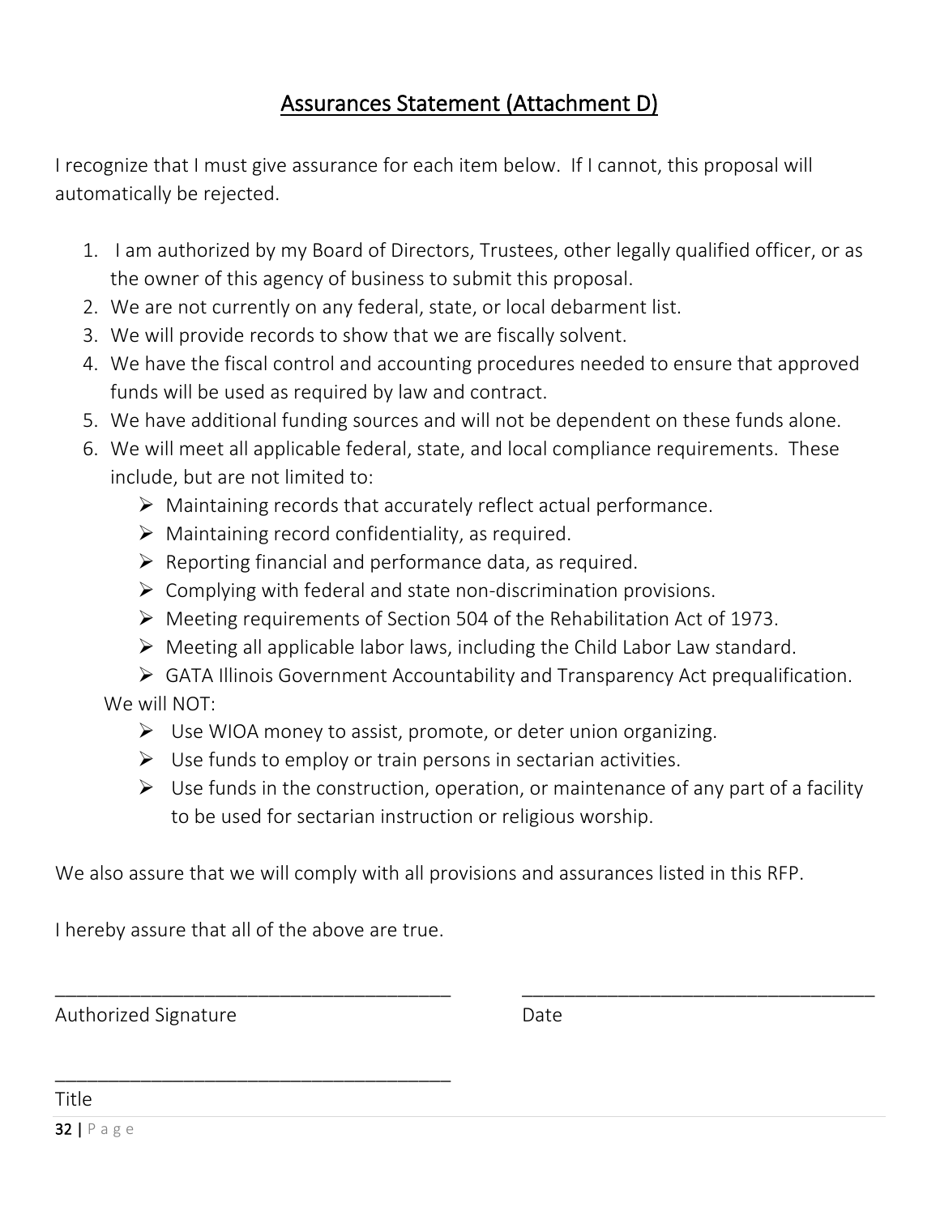# Assurances Statement (Attachment D)

I recognize that I must give assurance for each item below. If I cannot, this proposal will automatically be rejected.

1. I am authorized by my Board of Directors, Trustees, other legally qualified officer, or as the owner of this agency of business to submit this proposal.
2. We are not currently on any federal, state, or local debarment list.
3. We will provide records to show that we are fiscally solvent.
4. We have the fiscal control and accounting procedures needed to ensure that approved funds will be used as required by law and contract.
5. We have additional funding sources and will not be dependent on these funds alone.
6. We will meet all applicable federal, state, and local compliance requirements. These include, but are not limited to:
   - Maintaining records that accurately reflect actual performance.
   - Maintaining record confidentiality, as required.
   - Reporting financial and performance data, as required.
   - Complying with federal and state non-discrimination provisions.
   - Meeting requirements of Section 504 of the Rehabilitation Act of 1973.
   - Meeting all applicable labor laws, including the Child Labor Law standard.
   - GATA Illinois Government Accountability and Transparency Act prequalification.

   We will NOT:
   - Use WIOA money to assist, promote, or deter union organizing.
   - Use funds to employ or train persons in sectarian activities.
   - Use funds in the construction, operation, or maintenance of any part of a facility to be used for sectarian instruction or religious worship.

We also assure that we will comply with all provisions and assurances listed in this RFP.

I hereby assure that all of the above are true.

_______________________________________ _______________________________________

Authorized Signature Date

_______________________________________

Title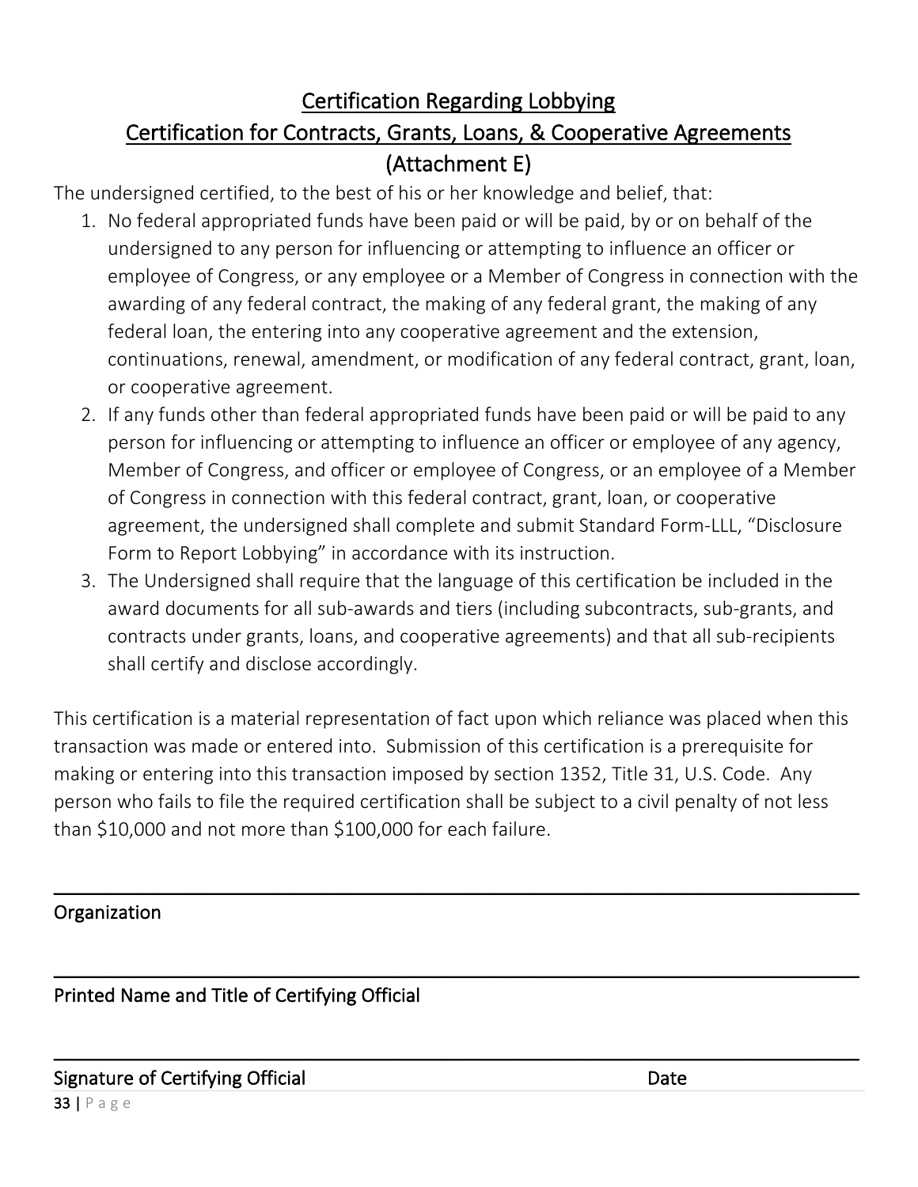# Certification Regarding Lobbying

## Certification for Contracts, Grants, Loans, & Cooperative Agreements

## (Attachment E)

The undersigned certified, to the best of his or her knowledge and belief, that:

1. No federal appropriated funds have been paid or will be paid, by or on behalf of the undersigned to any person for influencing or attempting to influence an officer or employee of Congress, or any employee or a Member of Congress in connection with the awarding of any federal contract, the making of any federal grant, the making of any federal loan, the entering into any cooperative agreement and the extension, continuations, renewal, amendment, or modification of any federal contract, grant, loan, or cooperative agreement.
2. If any funds other than federal appropriated funds have been paid or will be paid to any person for influencing or attempting to influence an officer or employee of any agency, Member of Congress, and officer or employee of Congress, or an employee of a Member of Congress in connection with this federal contract, grant, loan, or cooperative agreement, the undersigned shall complete and submit Standard Form-LLL, "Disclosure Form to Report Lobbying" in accordance with its instruction.
3. The Undersigned shall require that the language of this certification be included in the award documents for all sub-awards and tiers (including subcontracts, sub-grants, and contracts under grants, loans, and cooperative agreements) and that all sub-recipients shall certify and disclose accordingly.

This certification is a material representation of fact upon which reliance was placed when this transaction was made or entered into. Submission of this certification is a prerequisite for making or entering into this transaction imposed by section 1352, Title 31, U.S. Code. Any person who fails to file the required certification shall be subject to a civil penalty of not less than $10,000 and not more than $100,000 for each failure.

\_\_\_\_\_\_\_\_\_\_\_\_\_\_\_\_\_\_\_\_\_\_\_\_\_\_\_\_\_\_\_\_\_\_\_\_\_\_\_\_\_\_\_\_\_\_\_\_

Organization

\_\_\_\_\_\_\_\_\_\_\_\_\_\_\_\_\_\_\_\_\_\_\_\_\_\_\_\_\_\_\_\_\_\_\_\_\_\_\_\_\_\_\_\_\_\_\_\_

Printed Name and Title of Certifying Official

\_\_\_\_\_\_\_\_\_\_\_\_\_\_\_\_\_\_\_\_\_\_\_\_\_\_\_\_\_\_\_\_\_\_\_\_\_\_\_\_\_\_\_\_\_\_\_\_

Signature of Certifying Official Date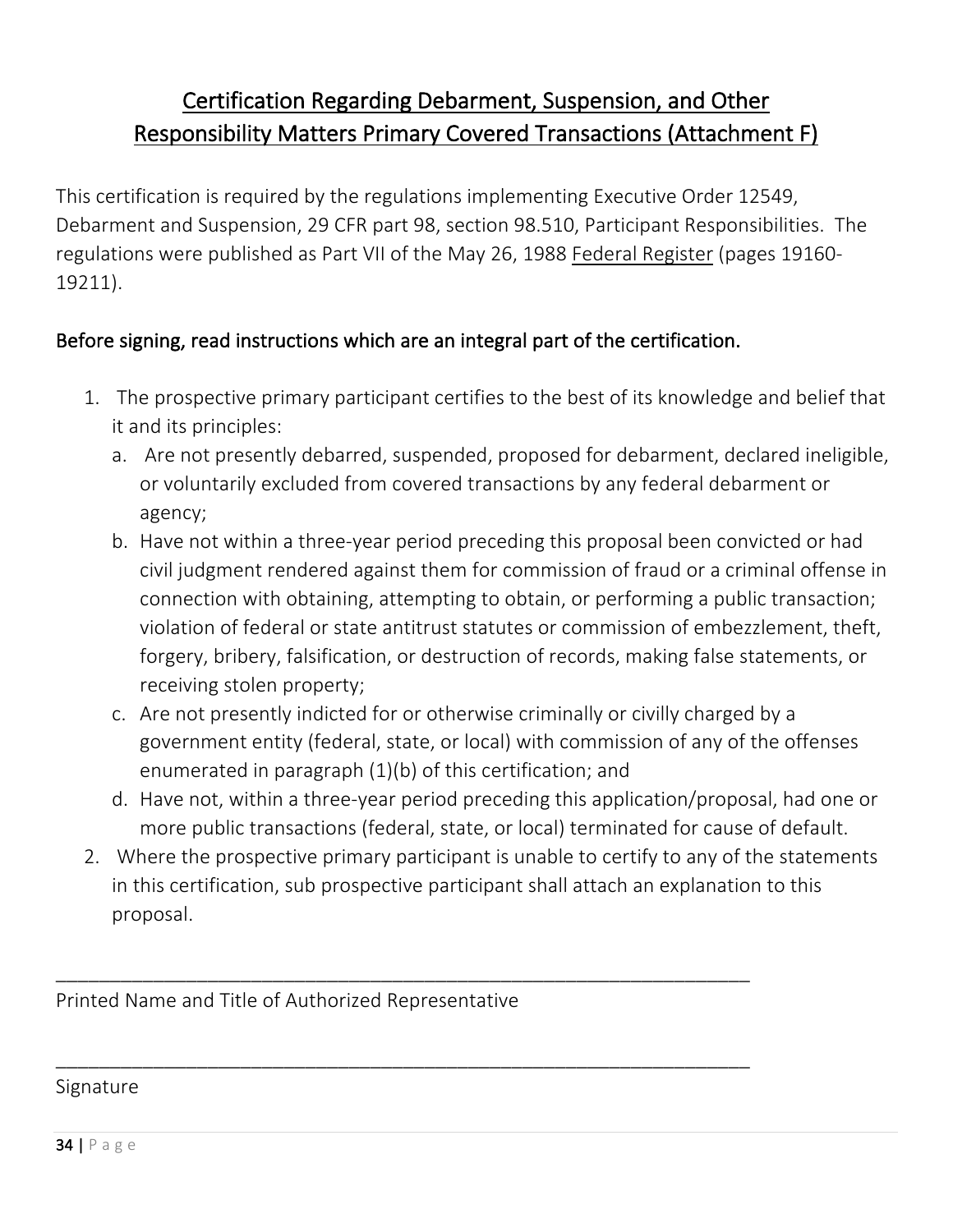# Certification Regarding Debarment, Suspension, and Other Responsibility Matters Primary Covered Transactions (Attachment F)

This certification is required by the regulations implementing Executive Order 12549, Debarment and Suspension, 29 CFR part 98, section 98.510, Participant Responsibilities. The regulations were published as Part VII of the May 26, 1988 Federal Register (pages 19160-19211).

**Before signing, read instructions which are an integral part of the certification.**

1. The prospective primary participant certifies to the best of its knowledge and belief that it and its principles:
   a. Are not presently debarred, suspended, proposed for debarment, declared ineligible, or voluntarily excluded from covered transactions by any federal debarment or agency;
   b. Have not within a three-year period preceding this proposal been convicted or had civil judgment rendered against them for commission of fraud or a criminal offense in connection with obtaining, attempting to obtain, or performing a public transaction; violation of federal or state antitrust statutes or commission of embezzlement, theft, forgery, bribery, falsification, or destruction of records, making false statements, or receiving stolen property;
   c. Are not presently indicted for or otherwise criminally or civilly charged by a government entity (federal, state, or local) with commission of any of the offenses enumerated in paragraph (1)(b) of this certification; and
   d. Have not, within a three-year period preceding this application/proposal, had one or more public transactions (federal, state, or local) terminated for cause of default.
2. Where the prospective primary participant is unable to certify to any of the statements in this certification, sub prospective participant shall attach an explanation to this proposal.

_______________________________________________________________

Printed Name and Title of Authorized Representative

_______________________________________________________________

Signature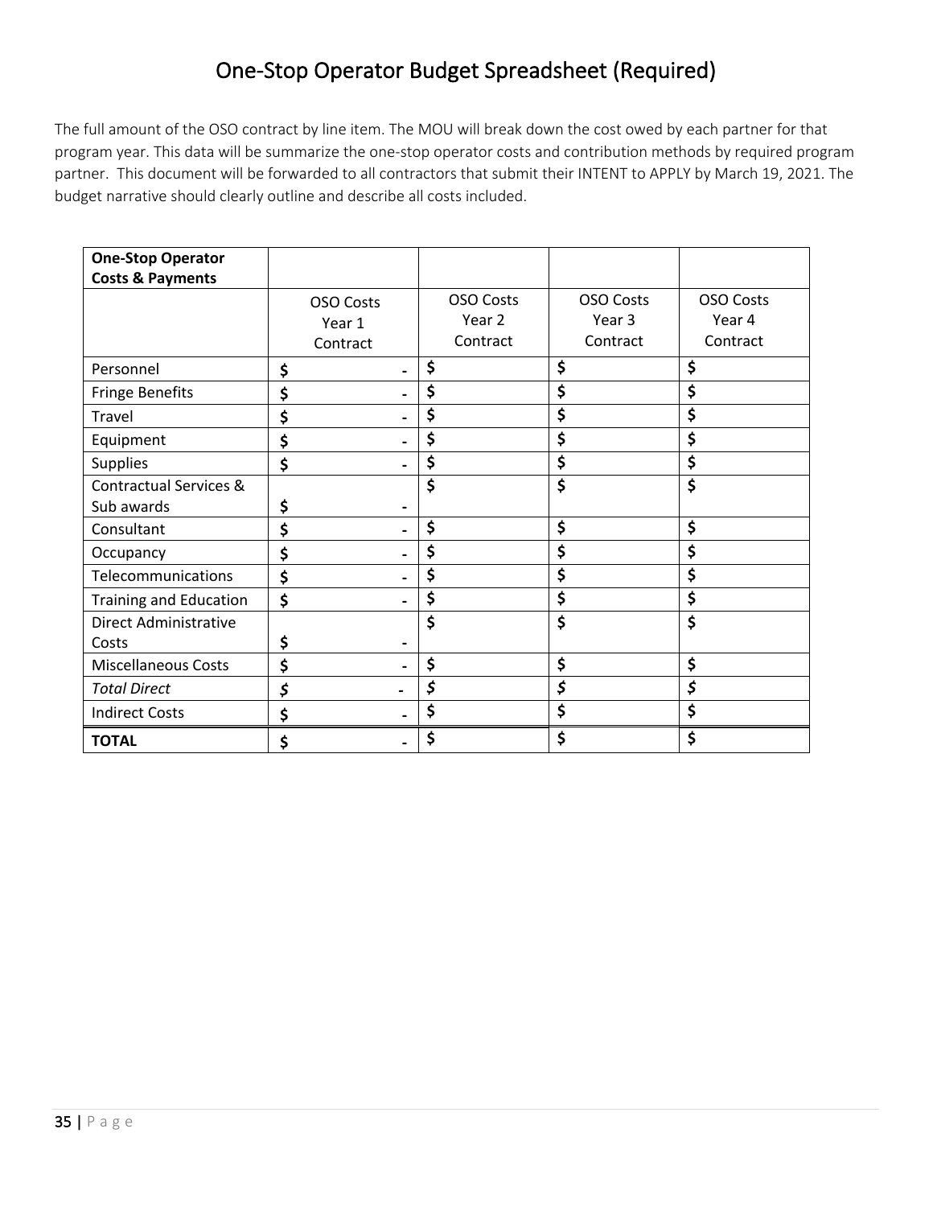# One-Stop Operator Budget Spreadsheet (Required)

The full amount of the OSO contract by line item. The MOU will break down the cost owed by each partner for that program year. This data will be summarize the one-stop operator costs and contribution methods by required program partner. This document will be forwarded to all contractors that submit their INTENT to APPLY by March 19, 2021. The budget narrative should clearly outline and describe all costs included.

| **One-Stop Operator Costs & Payments** | | | | |
|---|---|---|---|---|
| | OSO Costs Year 1 Contract | OSO Costs Year 2 Contract | OSO Costs Year 3 Contract | OSO Costs Year 4 Contract |
| Personnel | $ - | $ | $ | $ |
| Fringe Benefits | $ - | $ | $ | $ |
| Travel | $ - | $ | $ | $ |
| Equipment | $ - | $ | $ | $ |
| Supplies | $ - | $ | $ | $ |
| Contractual Services & Sub awards | $ - | $ | $ | $ |
| Consultant | $ - | $ | $ | $ |
| Occupancy | $ - | $ | $ | $ |
| Telecommunications | $ - | $ | $ | $ |
| Training and Education | $ - | $ | $ | $ |
| Direct Administrative Costs | $ - | $ | $ | $ |
| Miscellaneous Costs | $ - | $ | $ | $ |
| *Total Direct* | *$ -* | *$* | *$* | *$* |
| Indirect Costs | $ - | $ | $ | $ |
| **TOTAL** | $ - | $ | $ | $ |